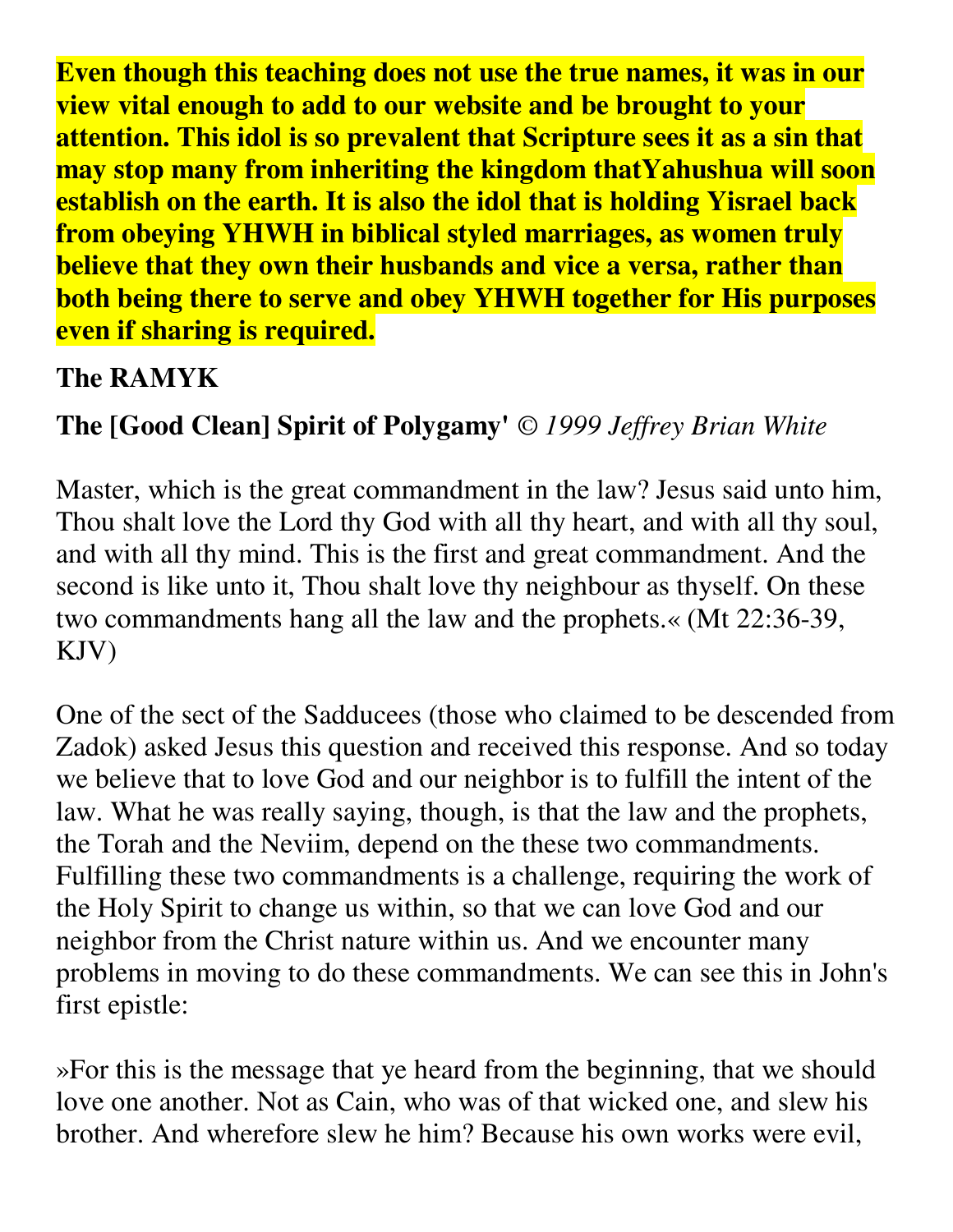**Even though this teaching does not use the true names, it was in our view vital enough to add to our website and be brought to your attention. This idol is so prevalent that Scripture sees it as a sin that may stop many from inheriting the kingdom thatYahushua will soon establish on the earth. It is also the idol that is holding Yisrael back from obeying YHWH in biblical styled marriages, as women truly believe that they own their husbands and vice a versa, rather than both being there to serve and obey YHWH together for His purposes even if sharing is required.**

**The RAMYK**

**The [Good Clean] Spirit of Polygamy'** *© 1999 Jeffrey Brian White*

Master, which is the great commandment in the law? Jesus said unto him, Thou shalt love the Lord thy God with all thy heart, and with all thy soul, and with all thy mind. This is the first and great commandment. And the second is like unto it, Thou shalt love thy neighbour as thyself. On these two commandments hang all the law and the prophets.« (Mt 22:36-39, KJV)

One of the sect of the Sadducees (those who claimed to be descended from Zadok) asked Jesus this question and received this response. And so today we believe that to love God and our neighbor is to fulfill the intent of the law. What he was really saying, though, is that the law and the prophets, the Torah and the Neviim, depend on the these two commandments. Fulfilling these two commandments is a challenge, requiring the work of the Holy Spirit to change us within, so that we can love God and our neighbor from the Christ nature within us. And we encounter many problems in moving to do these commandments. We can see this in John's first epistle:

»For this is the message that ye heard from the beginning, that we should love one another. Not as Cain, who was of that wicked one, and slew his brother. And wherefore slew he him? Because his own works were evil,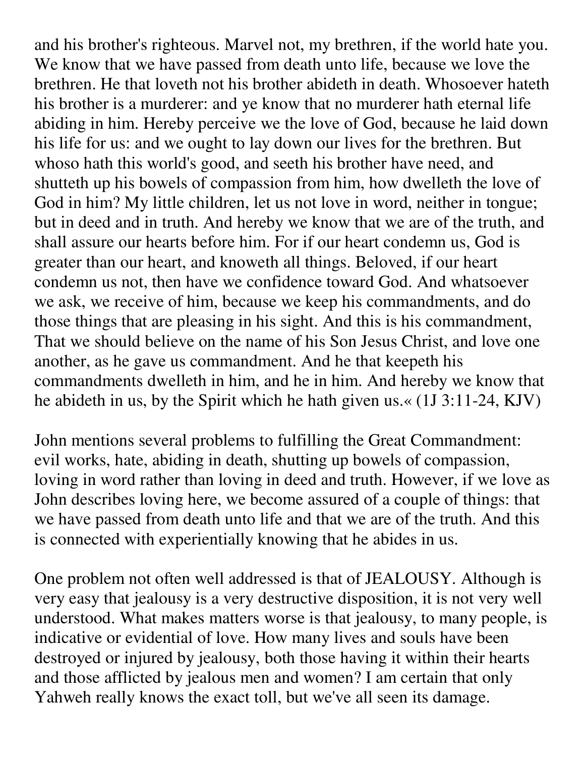and his brother's righteous. Marvel not, my brethren, if the world hate you. We know that we have passed from death unto life, because we love the brethren. He that loveth not his brother abideth in death. Whosoever hateth his brother is a murderer: and ye know that no murderer hath eternal life abiding in him. Hereby perceive we the love of God, because he laid down his life for us: and we ought to lay down our lives for the brethren. But whoso hath this world's good, and seeth his brother have need, and shutteth up his bowels of compassion from him, how dwelleth the love of God in him? My little children, let us not love in word, neither in tongue; but in deed and in truth. And hereby we know that we are of the truth, and shall assure our hearts before him. For if our heart condemn us, God is greater than our heart, and knoweth all things. Beloved, if our heart condemn us not, then have we confidence toward God. And whatsoever we ask, we receive of him, because we keep his commandments, and do those things that are pleasing in his sight. And this is his commandment, That we should believe on the name of his Son Jesus Christ, and love one another, as he gave us commandment. And he that keepeth his commandments dwelleth in him, and he in him. And hereby we know that he abideth in us, by the Spirit which he hath given us.« (1J 3:11-24, KJV)

John mentions several problems to fulfilling the Great Commandment: evil works, hate, abiding in death, shutting up bowels of compassion, loving in word rather than loving in deed and truth. However, if we love as John describes loving here, we become assured of a couple of things: that we have passed from death unto life and that we are of the truth. And this is connected with experientially knowing that he abides in us.

One problem not often well addressed is that of JEALOUSY. Although is very easy that jealousy is a very destructive disposition, it is not very well understood. What makes matters worse is that jealousy, to many people, is indicative or evidential of love. How many lives and souls have been destroyed or injured by jealousy, both those having it within their hearts and those afflicted by jealous men and women? I am certain that only Yahweh really knows the exact toll, but we've all seen its damage.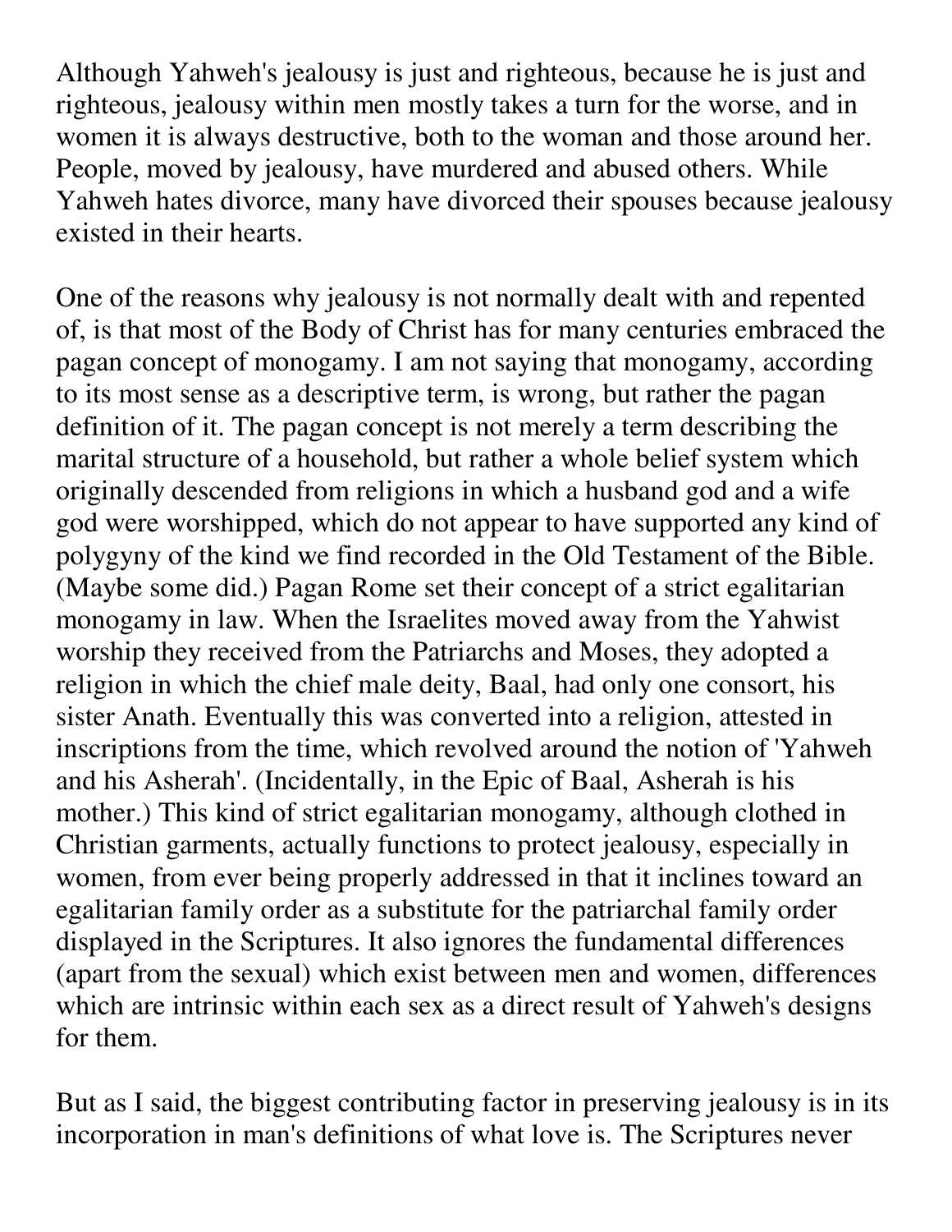Although Yahweh's jealousy is just and righteous, because he is just and righteous, jealousy within men mostly takes a turn for the worse, and in women it is always destructive, both to the woman and those around her. People, moved by jealousy, have murdered and abused others. While Yahweh hates divorce, many have divorced their spouses because jealousy existed in their hearts.

One of the reasons why jealousy is not normally dealt with and repented of, is that most of the Body of Christ has for many centuries embraced the pagan concept of monogamy. I am not saying that monogamy, according to its most sense as a descriptive term, is wrong, but rather the pagan definition of it. The pagan concept is not merely a term describing the marital structure of a household, but rather a whole belief system which originally descended from religions in which a husband god and a wife god were worshipped, which do not appear to have supported any kind of polygyny of the kind we find recorded in the Old Testament of the Bible. (Maybe some did.) Pagan Rome set their concept of a strict egalitarian monogamy in law. When the Israelites moved away from the Yahwist worship they received from the Patriarchs and Moses, they adopted a religion in which the chief male deity, Baal, had only one consort, his sister Anath. Eventually this was converted into a religion, attested in inscriptions from the time, which revolved around the notion of 'Yahweh and his Asherah'. (Incidentally, in the Epic of Baal, Asherah is his mother.) This kind of strict egalitarian monogamy, although clothed in Christian garments, actually functions to protect jealousy, especially in women, from ever being properly addressed in that it inclines toward an egalitarian family order as a substitute for the patriarchal family order displayed in the Scriptures. It also ignores the fundamental differences (apart from the sexual) which exist between men and women, differences which are intrinsic within each sex as a direct result of Yahweh's designs for them.

But as I said, the biggest contributing factor in preserving jealousy is in its incorporation in man's definitions of what love is. The Scriptures never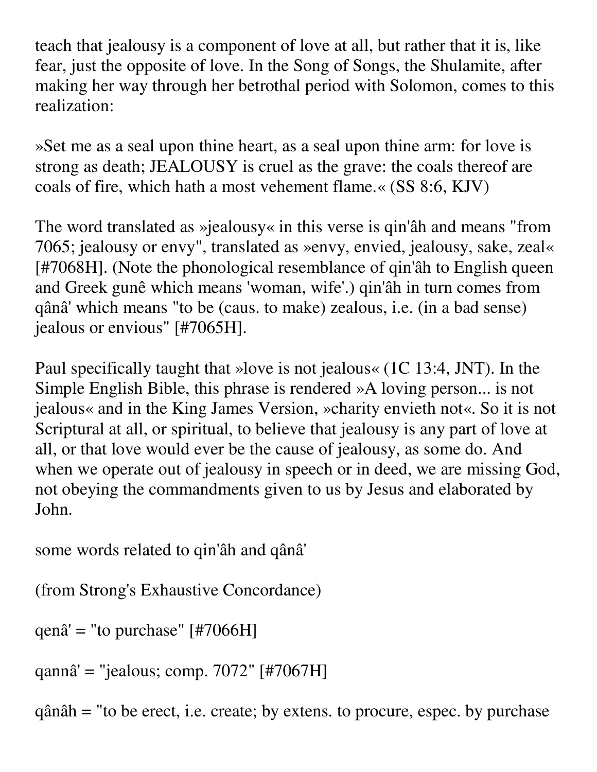teach that jealousy is a component of love at all, but rather that it is, like fear, just the opposite of love. In the Song of Songs, the Shulamite, after making her way through her betrothal period with Solomon, comes to this realization:

»Set me as a seal upon thine heart, as a seal upon thine arm: for love is strong as death; JEALOUSY is cruel as the grave: the coals thereof are coals of fire, which hath a most vehement flame.« (SS 8:6, KJV)

The word translated as »jealousy« in this verse is qin'âh and means "from 7065; jealousy or envy", translated as »envy, envied, jealousy, sake, zeal« [#7068H]. (Note the phonological resemblance of qin'âh to English queen and Greek gunê which means 'woman, wife'.) qin'âh in turn comes from qânâ' which means "to be (caus. to make) zealous, i.e. (in a bad sense) jealous or envious" [#7065H].

Paul specifically taught that »love is not jealous« (1C 13:4, JNT). In the Simple English Bible, this phrase is rendered »A loving person... is not jealous« and in the King James Version, »charity envieth not«. So it is not Scriptural at all, or spiritual, to believe that jealousy is any part of love at all, or that love would ever be the cause of jealousy, as some do. And when we operate out of jealousy in speech or in deed, we are missing God, not obeying the commandments given to us by Jesus and elaborated by John.

some words related to qin'âh and qânâ'

(from Strong's Exhaustive Concordance)

qenâ' = "to purchase" [#7066H]

qannâ' = "jealous; comp. 7072" [#7067H]

qânâh = "to be erect, i.e. create; by extens. to procure, espec. by purchase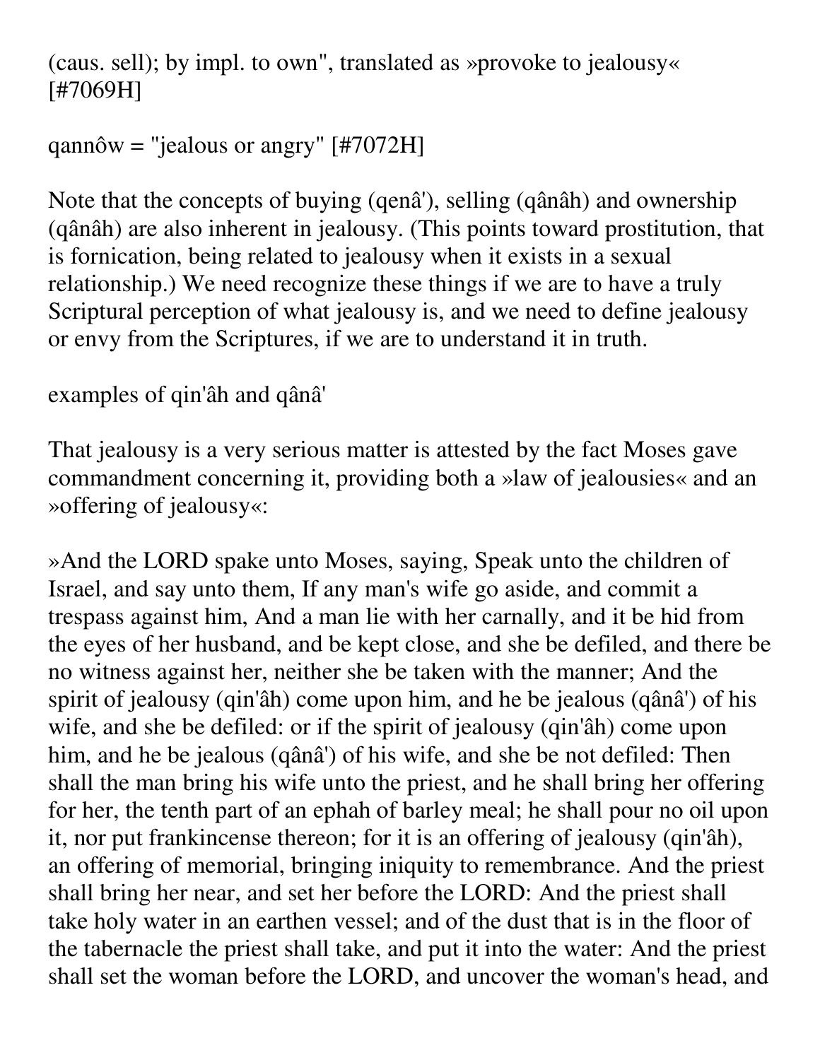(caus. sell); by impl. to own", translated as »provoke to jealousy« [#7069H]

qannôw = "jealous or angry" [#7072H]

Note that the concepts of buying (qenâ'), selling (qânâh) and ownership (qânâh) are also inherent in jealousy. (This points toward prostitution, that is fornication, being related to jealousy when it exists in a sexual relationship.) We need recognize these things if we are to have a truly Scriptural perception of what jealousy is, and we need to define jealousy or envy from the Scriptures, if we are to understand it in truth.

examples of qin'âh and qânâ'

That jealousy is a very serious matter is attested by the fact Moses gave commandment concerning it, providing both a »law of jealousies« and an »offering of jealousy«:

»And the LORD spake unto Moses, saying, Speak unto the children of Israel, and say unto them, If any man's wife go aside, and commit a trespass against him, And a man lie with her carnally, and it be hid from the eyes of her husband, and be kept close, and she be defiled, and there be no witness against her, neither she be taken with the manner; And the spirit of jealousy (qin'âh) come upon him, and he be jealous (qânâ') of his wife, and she be defiled: or if the spirit of jealousy (qin'âh) come upon him, and he be jealous (qânâ') of his wife, and she be not defiled: Then shall the man bring his wife unto the priest, and he shall bring her offering for her, the tenth part of an ephah of barley meal; he shall pour no oil upon it, nor put frankincense thereon; for it is an offering of jealousy (qin'âh), an offering of memorial, bringing iniquity to remembrance. And the priest shall bring her near, and set her before the LORD: And the priest shall take holy water in an earthen vessel; and of the dust that is in the floor of the tabernacle the priest shall take, and put it into the water: And the priest shall set the woman before the LORD, and uncover the woman's head, and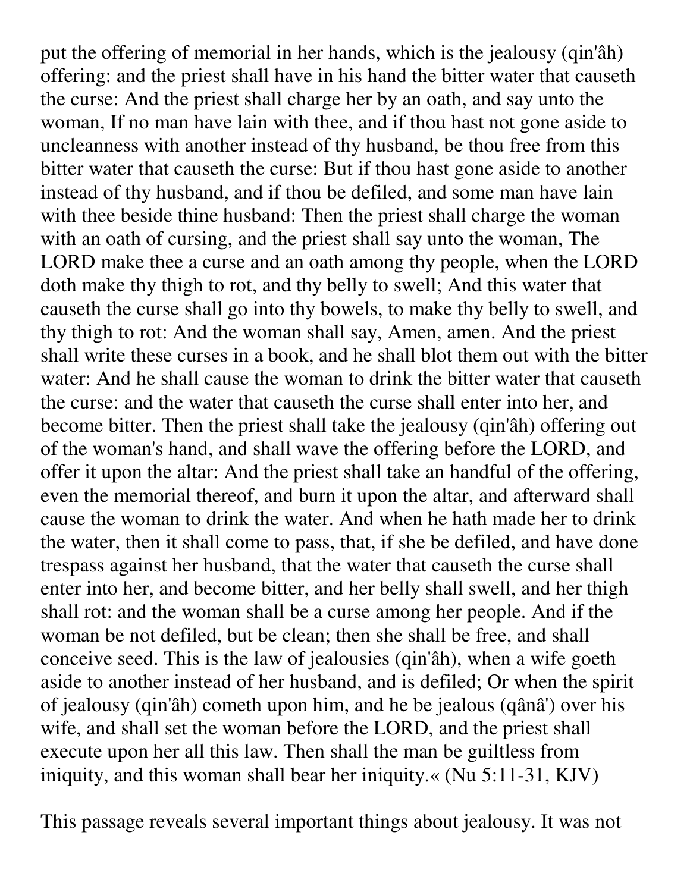put the offering of memorial in her hands, which is the jealousy (qin'âh) offering: and the priest shall have in his hand the bitter water that causeth the curse: And the priest shall charge her by an oath, and say unto the woman, If no man have lain with thee, and if thou hast not gone aside to uncleanness with another instead of thy husband, be thou free from this bitter water that causeth the curse: But if thou hast gone aside to another instead of thy husband, and if thou be defiled, and some man have lain with thee beside thine husband: Then the priest shall charge the woman with an oath of cursing, and the priest shall say unto the woman, The LORD make thee a curse and an oath among thy people, when the LORD doth make thy thigh to rot, and thy belly to swell; And this water that causeth the curse shall go into thy bowels, to make thy belly to swell, and thy thigh to rot: And the woman shall say, Amen, amen. And the priest shall write these curses in a book, and he shall blot them out with the bitter water: And he shall cause the woman to drink the bitter water that causeth the curse: and the water that causeth the curse shall enter into her, and become bitter. Then the priest shall take the jealousy (qin'âh) offering out of the woman's hand, and shall wave the offering before the LORD, and offer it upon the altar: And the priest shall take an handful of the offering, even the memorial thereof, and burn it upon the altar, and afterward shall cause the woman to drink the water. And when he hath made her to drink the water, then it shall come to pass, that, if she be defiled, and have done trespass against her husband, that the water that causeth the curse shall enter into her, and become bitter, and her belly shall swell, and her thigh shall rot: and the woman shall be a curse among her people. And if the woman be not defiled, but be clean; then she shall be free, and shall conceive seed. This is the law of jealousies (qin'âh), when a wife goeth aside to another instead of her husband, and is defiled; Or when the spirit of jealousy (qin'âh) cometh upon him, and he be jealous (qânâ') over his wife, and shall set the woman before the LORD, and the priest shall execute upon her all this law. Then shall the man be guiltless from iniquity, and this woman shall bear her iniquity.« (Nu 5:11-31, KJV)

This passage reveals several important things about jealousy. It was not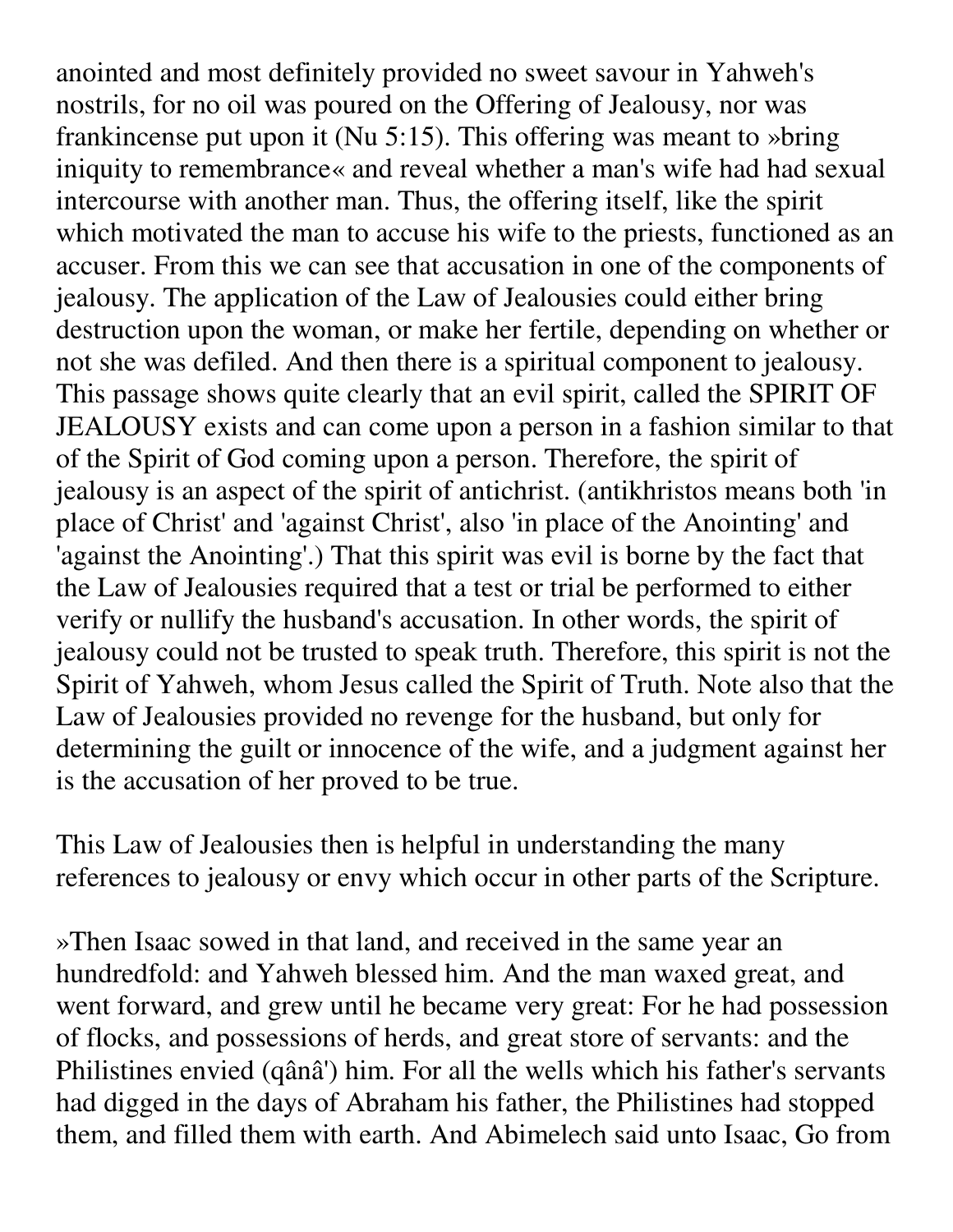anointed and most definitely provided no sweet savour in Yahweh's nostrils, for no oil was poured on the Offering of Jealousy, nor was frankincense put upon it (Nu 5:15). This offering was meant to »bring iniquity to remembrance« and reveal whether a man's wife had had sexual intercourse with another man. Thus, the offering itself, like the spirit which motivated the man to accuse his wife to the priests, functioned as an accuser. From this we can see that accusation in one of the components of jealousy. The application of the Law of Jealousies could either bring destruction upon the woman, or make her fertile, depending on whether or not she was defiled. And then there is a spiritual component to jealousy. This passage shows quite clearly that an evil spirit, called the SPIRIT OF JEALOUSY exists and can come upon a person in a fashion similar to that of the Spirit of God coming upon a person. Therefore, the spirit of jealousy is an aspect of the spirit of antichrist. (antikhristos means both 'in place of Christ' and 'against Christ', also 'in place of the Anointing' and 'against the Anointing'.) That this spirit was evil is borne by the fact that the Law of Jealousies required that a test or trial be performed to either verify or nullify the husband's accusation. In other words, the spirit of jealousy could not be trusted to speak truth. Therefore, this spirit is not the Spirit of Yahweh, whom Jesus called the Spirit of Truth. Note also that the Law of Jealousies provided no revenge for the husband, but only for determining the guilt or innocence of the wife, and a judgment against her is the accusation of her proved to be true.

This Law of Jealousies then is helpful in understanding the many references to jealousy or envy which occur in other parts of the Scripture.

»Then Isaac sowed in that land, and received in the same year an hundredfold: and Yahweh blessed him. And the man waxed great, and went forward, and grew until he became very great: For he had possession of flocks, and possessions of herds, and great store of servants: and the Philistines envied (qânâ') him. For all the wells which his father's servants had digged in the days of Abraham his father, the Philistines had stopped them, and filled them with earth. And Abimelech said unto Isaac, Go from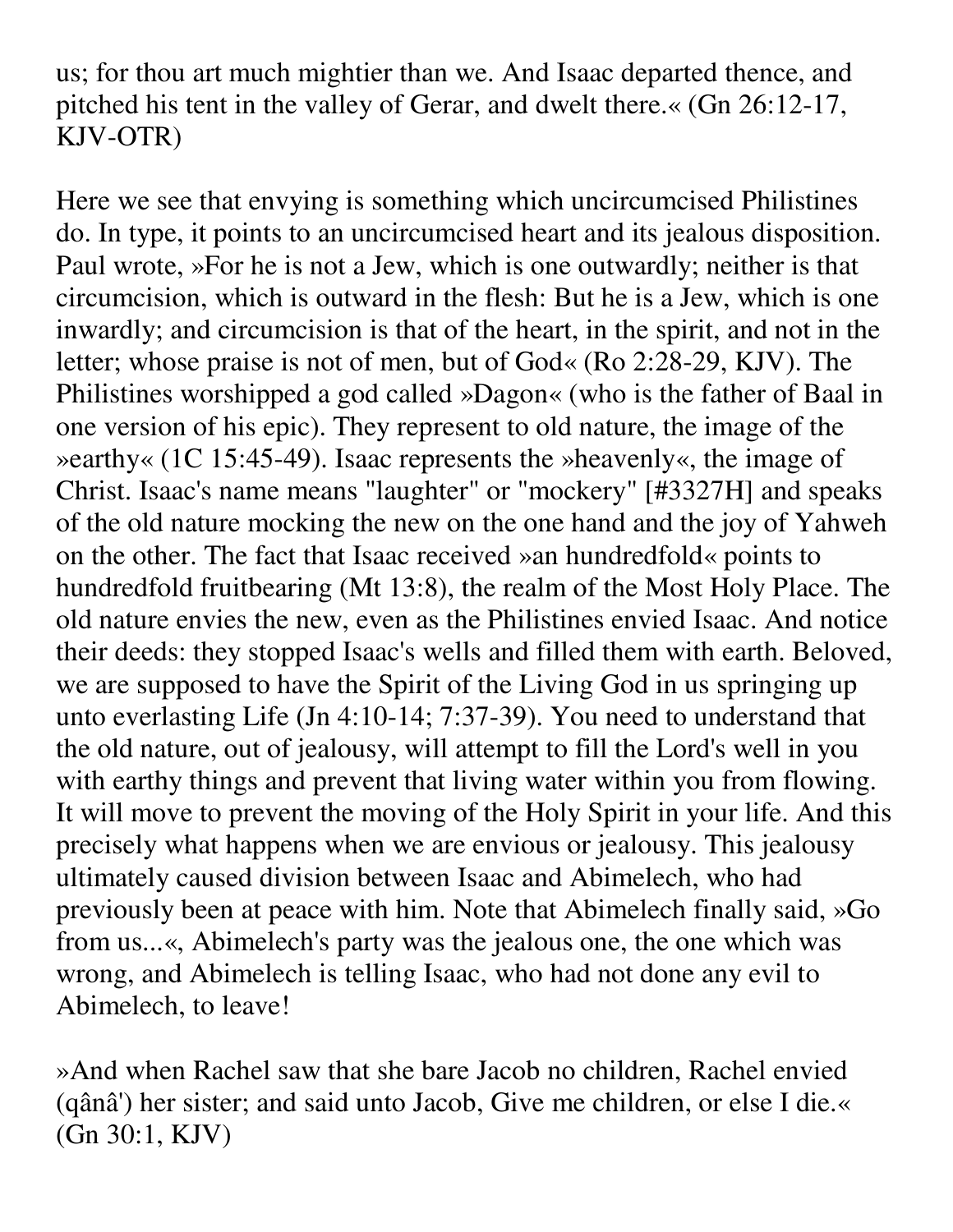us; for thou art much mightier than we. And Isaac departed thence, and pitched his tent in the valley of Gerar, and dwelt there.« (Gn 26:12-17, KJV-OTR)

Here we see that envying is something which uncircumcised Philistines do. In type, it points to an uncircumcised heart and its jealous disposition. Paul wrote, »For he is not a Jew, which is one outwardly; neither is that circumcision, which is outward in the flesh: But he is a Jew, which is one inwardly; and circumcision is that of the heart, in the spirit, and not in the letter; whose praise is not of men, but of God« (Ro 2:28-29, KJV). The Philistines worshipped a god called »Dagon« (who is the father of Baal in one version of his epic). They represent to old nature, the image of the »earthy« (1C 15:45-49). Isaac represents the »heavenly«, the image of Christ. Isaac's name means "laughter" or "mockery" [#3327H] and speaks of the old nature mocking the new on the one hand and the joy of Yahweh on the other. The fact that Isaac received »an hundredfold« points to hundredfold fruitbearing (Mt 13:8), the realm of the Most Holy Place. The old nature envies the new, even as the Philistines envied Isaac. And notice their deeds: they stopped Isaac's wells and filled them with earth. Beloved, we are supposed to have the Spirit of the Living God in us springing up unto everlasting Life (Jn 4:10-14; 7:37-39). You need to understand that the old nature, out of jealousy, will attempt to fill the Lord's well in you with earthy things and prevent that living water within you from flowing. It will move to prevent the moving of the Holy Spirit in your life. And this precisely what happens when we are envious or jealousy. This jealousy ultimately caused division between Isaac and Abimelech, who had previously been at peace with him. Note that Abimelech finally said, »Go from us...«, Abimelech's party was the jealous one, the one which was wrong, and Abimelech is telling Isaac, who had not done any evil to Abimelech, to leave!

»And when Rachel saw that she bare Jacob no children, Rachel envied (qânâ') her sister; and said unto Jacob, Give me children, or else I die.« (Gn 30:1, KJV)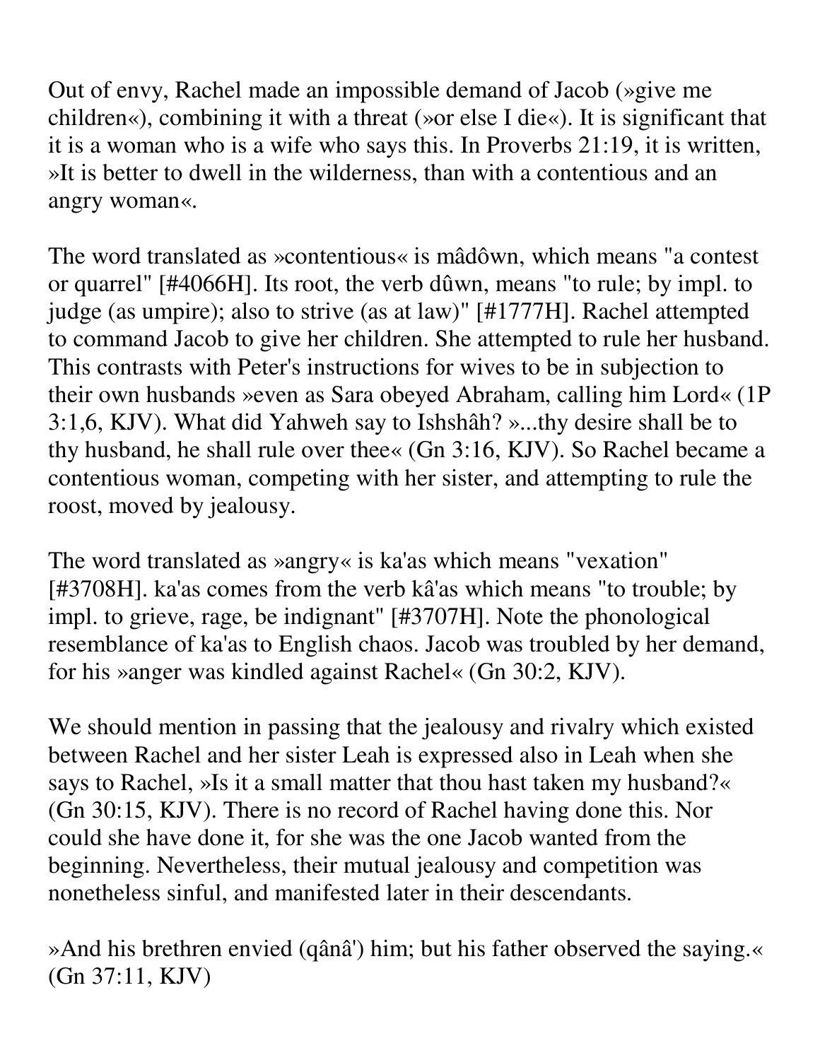Out of envy, Rachel made an impossible demand of Jacob (»give me children«), combining it with a threat (»or else I die«). It is significant that it is a woman who is a wife who says this. In Proverbs 21:19, it is written, »It is better to dwell in the wilderness, than with a contentious and an angry woman«.

The word translated as »contentious« is mâdôwn, which means "a contest or quarrel" [#4066H]. Its root, the verb dûwn, means "to rule; by impl. to judge (as umpire); also to strive (as at law)" [#1777H]. Rachel attempted to command Jacob to give her children. She attempted to rule her husband. This contrasts with Peter's instructions for wives to be in subjection to their own husbands »even as Sara obeyed Abraham, calling him Lord« (1P 3:1,6, KJV). What did Yahweh say to Ishshâh? »...thy desire shall be to thy husband, he shall rule over thee« (Gn 3:16, KJV). So Rachel became a contentious woman, competing with her sister, and attempting to rule the roost, moved by jealousy.

The word translated as »angry« is ka'as which means "vexation" [#3708H]. ka'as comes from the verb kâ'as which means "to trouble; by impl. to grieve, rage, be indignant" [#3707H]. Note the phonological resemblance of ka'as to English chaos. Jacob was troubled by her demand, for his »anger was kindled against Rachel« (Gn 30:2, KJV).

We should mention in passing that the jealousy and rivalry which existed between Rachel and her sister Leah is expressed also in Leah when she says to Rachel, »Is it a small matter that thou hast taken my husband?« (Gn 30:15, KJV). There is no record of Rachel having done this. Nor could she have done it, for she was the one Jacob wanted from the beginning. Nevertheless, their mutual jealousy and competition was nonetheless sinful, and manifested later in their descendants.

»And his brethren envied (qânâ') him; but his father observed the saying.« (Gn 37:11, KJV)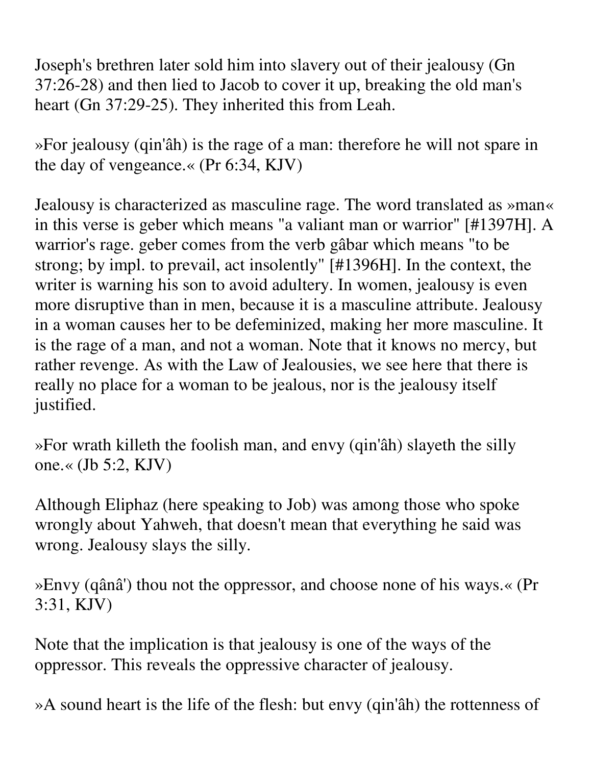Joseph's brethren later sold him into slavery out of their jealousy (Gn 37:26-28) and then lied to Jacob to cover it up, breaking the old man's heart (Gn 37:29-25). They inherited this from Leah.

»For jealousy (qin'âh) is the rage of a man: therefore he will not spare in the day of vengeance.« (Pr 6:34, KJV)

Jealousy is characterized as masculine rage. The word translated as »man« in this verse is geber which means "a valiant man or warrior" [#1397H]. A warrior's rage. geber comes from the verb gâbar which means "to be strong; by impl. to prevail, act insolently" [#1396H]. In the context, the writer is warning his son to avoid adultery. In women, jealousy is even more disruptive than in men, because it is a masculine attribute. Jealousy in a woman causes her to be defeminized, making her more masculine. It is the rage of a man, and not a woman. Note that it knows no mercy, but rather revenge. As with the Law of Jealousies, we see here that there is really no place for a woman to be jealous, nor is the jealousy itself justified.

»For wrath killeth the foolish man, and envy (qin'âh) slayeth the silly one.« (Jb 5:2, KJV)

Although Eliphaz (here speaking to Job) was among those who spoke wrongly about Yahweh, that doesn't mean that everything he said was wrong. Jealousy slays the silly.

»Envy (qânâ') thou not the oppressor, and choose none of his ways.« (Pr 3:31, KJV)

Note that the implication is that jealousy is one of the ways of the oppressor. This reveals the oppressive character of jealousy.

»A sound heart is the life of the flesh: but envy (qin'âh) the rottenness of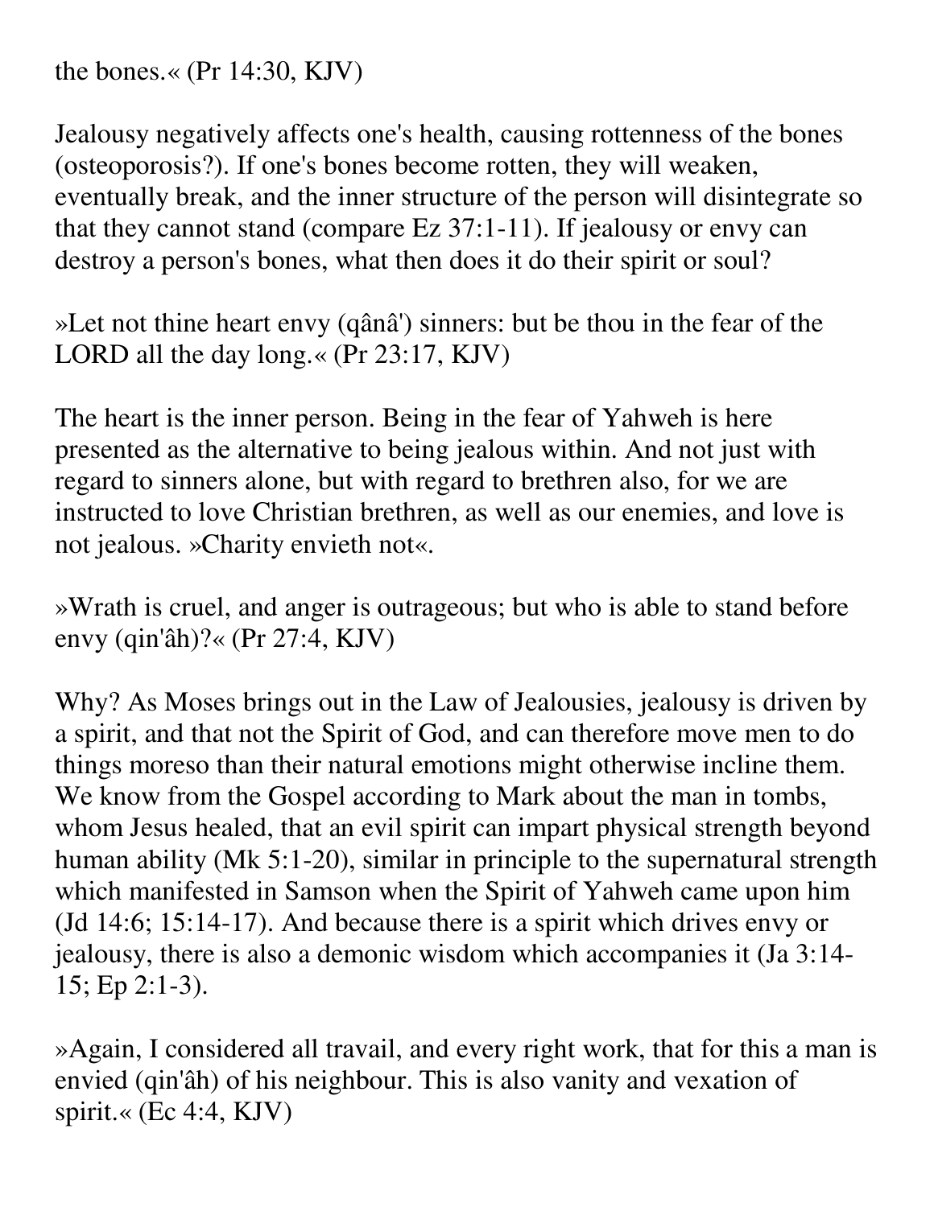the bones.« (Pr 14:30, KJV)

Jealousy negatively affects one's health, causing rottenness of the bones (osteoporosis?). If one's bones become rotten, they will weaken, eventually break, and the inner structure of the person will disintegrate so that they cannot stand (compare Ez 37:1-11). If jealousy or envy can destroy a person's bones, what then does it do their spirit or soul?

»Let not thine heart envy (qânâ') sinners: but be thou in the fear of the LORD all the day long.« (Pr 23:17, KJV)

The heart is the inner person. Being in the fear of Yahweh is here presented as the alternative to being jealous within. And not just with regard to sinners alone, but with regard to brethren also, for we are instructed to love Christian brethren, as well as our enemies, and love is not jealous. »Charity envieth not«.

»Wrath is cruel, and anger is outrageous; but who is able to stand before envy (qin'âh)?« (Pr 27:4, KJV)

Why? As Moses brings out in the Law of Jealousies, jealousy is driven by a spirit, and that not the Spirit of God, and can therefore move men to do things moreso than their natural emotions might otherwise incline them. We know from the Gospel according to Mark about the man in tombs, whom Jesus healed, that an evil spirit can impart physical strength beyond human ability (Mk 5:1-20), similar in principle to the supernatural strength which manifested in Samson when the Spirit of Yahweh came upon him (Jd 14:6; 15:14-17). And because there is a spirit which drives envy or jealousy, there is also a demonic wisdom which accompanies it (Ja 3:14-15; Ep 2:1-3).

»Again, I considered all travail, and every right work, that for this a man is envied (qin'âh) of his neighbour. This is also vanity and vexation of spirit.« (Ec 4:4, KJV)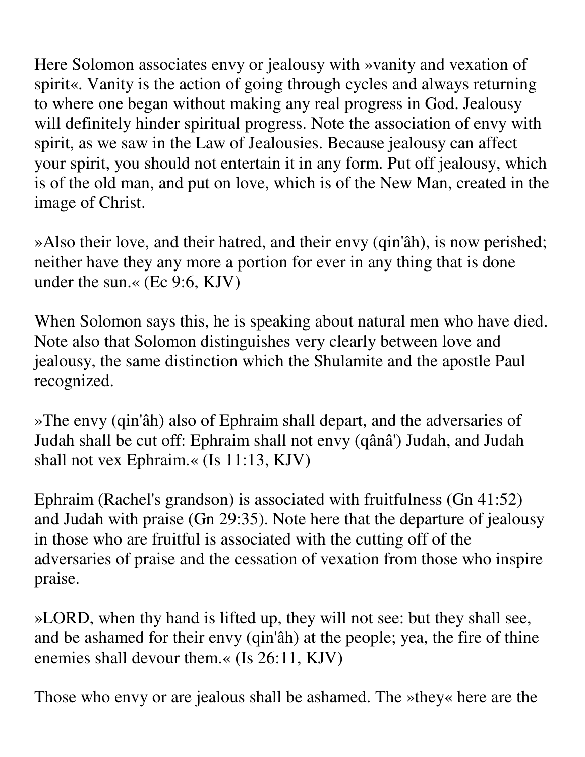Here Solomon associates envy or jealousy with »vanity and vexation of spirit«. Vanity is the action of going through cycles and always returning to where one began without making any real progress in God. Jealousy will definitely hinder spiritual progress. Note the association of envy with spirit, as we saw in the Law of Jealousies. Because jealousy can affect your spirit, you should not entertain it in any form. Put off jealousy, which is of the old man, and put on love, which is of the New Man, created in the image of Christ.

»Also their love, and their hatred, and their envy (qin'âh), is now perished; neither have they any more a portion for ever in any thing that is done under the sun.« (Ec 9:6, KJV)

When Solomon says this, he is speaking about natural men who have died. Note also that Solomon distinguishes very clearly between love and jealousy, the same distinction which the Shulamite and the apostle Paul recognized.

»The envy (qin'âh) also of Ephraim shall depart, and the adversaries of Judah shall be cut off: Ephraim shall not envy (qânâ') Judah, and Judah shall not vex Ephraim.« (Is 11:13, KJV)

Ephraim (Rachel's grandson) is associated with fruitfulness (Gn 41:52) and Judah with praise (Gn 29:35). Note here that the departure of jealousy in those who are fruitful is associated with the cutting off of the adversaries of praise and the cessation of vexation from those who inspire praise.

»LORD, when thy hand is lifted up, they will not see: but they shall see, and be ashamed for their envy (qin'âh) at the people; yea, the fire of thine enemies shall devour them.« (Is 26:11, KJV)

Those who envy or are jealous shall be ashamed. The »they« here are the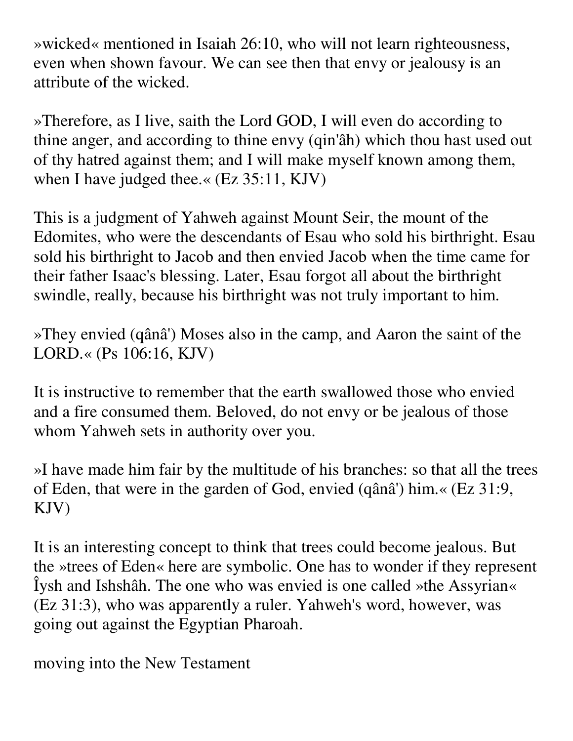»wicked« mentioned in Isaiah 26:10, who will not learn righteousness, even when shown favour. We can see then that envy or jealousy is an attribute of the wicked.

»Therefore, as I live, saith the Lord GOD, I will even do according to thine anger, and according to thine envy (qin'âh) which thou hast used out of thy hatred against them; and I will make myself known among them, when I have judged thee.« (Ez 35:11, KJV)

This is a judgment of Yahweh against Mount Seir, the mount of the Edomites, who were the descendants of Esau who sold his birthright. Esau sold his birthright to Jacob and then envied Jacob when the time came for their father Isaac's blessing. Later, Esau forgot all about the birthright swindle, really, because his birthright was not truly important to him.

»They envied (qânâ') Moses also in the camp, and Aaron the saint of the LORD.« (Ps 106:16, KJV)

It is instructive to remember that the earth swallowed those who envied and a fire consumed them. Beloved, do not envy or be jealous of those whom Yahweh sets in authority over you.

»I have made him fair by the multitude of his branches: so that all the trees of Eden, that were in the garden of God, envied (qânâ') him.« (Ez 31:9, KJV)

It is an interesting concept to think that trees could become jealous. But the »trees of Eden« here are symbolic. One has to wonder if they represent Îysh and Ishshâh. The one who was envied is one called »the Assyrian« (Ez 31:3), who was apparently a ruler. Yahweh's word, however, was going out against the Egyptian Pharoah.

moving into the New Testament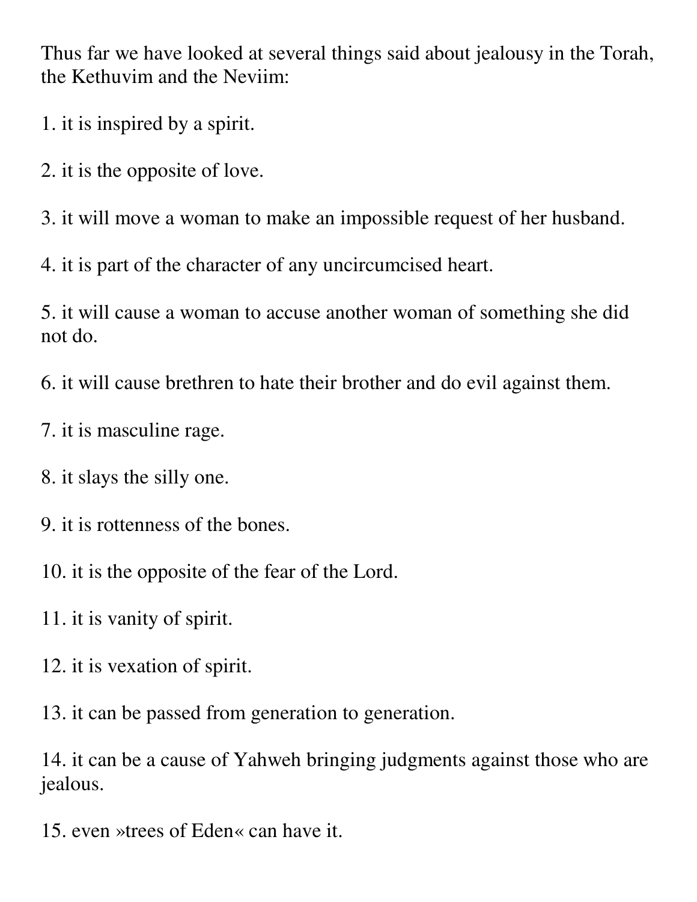Thus far we have looked at several things said about jealousy in the Torah, the Kethuvim and the Neviim:

1. it is inspired by a spirit.

2. it is the opposite of love.

3. it will move a woman to make an impossible request of her husband.

4. it is part of the character of any uncircumcised heart.

5. it will cause a woman to accuse another woman of something she did not do.

6. it will cause brethren to hate their brother and do evil against them.

7. it is masculine rage.

8. it slays the silly one.

9. it is rottenness of the bones.

10. it is the opposite of the fear of the Lord.

11. it is vanity of spirit.

12. it is vexation of spirit.

13. it can be passed from generation to generation.

14. it can be a cause of Yahweh bringing judgments against those who are jealous.

15. even »trees of Eden« can have it.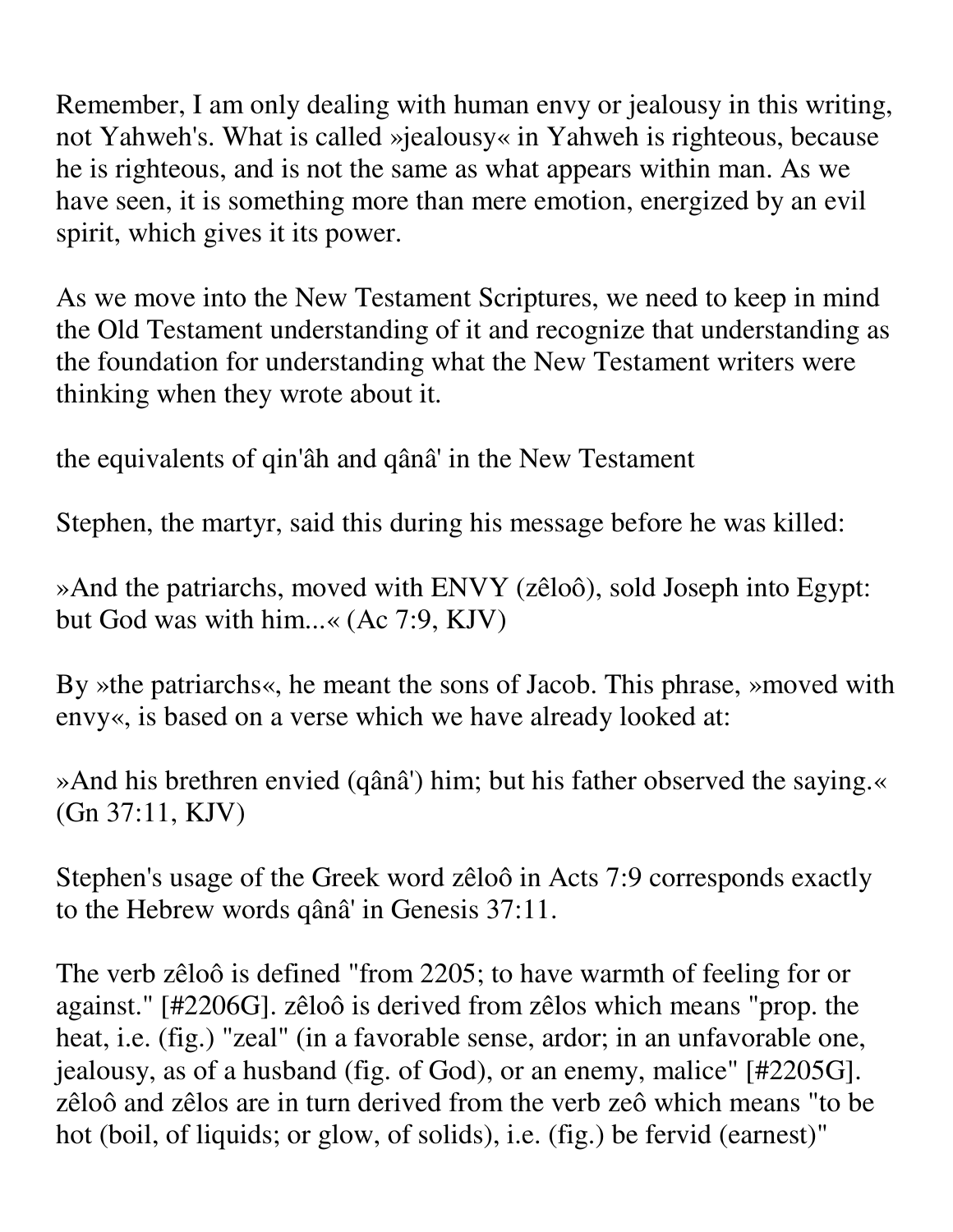Remember, I am only dealing with human envy or jealousy in this writing, not Yahweh's. What is called »jealousy« in Yahweh is righteous, because he is righteous, and is not the same as what appears within man. As we have seen, it is something more than mere emotion, energized by an evil spirit, which gives it its power.

As we move into the New Testament Scriptures, we need to keep in mind the Old Testament understanding of it and recognize that understanding as the foundation for understanding what the New Testament writers were thinking when they wrote about it.

## the equivalents of qin'âh and qânâ' in the New Testament

Stephen, the martyr, said this during his message before he was killed:

»And the patriarchs, moved with ENVY (zêloô), sold Joseph into Egypt: but God was with him...« (Ac 7:9, KJV)

By »the patriarchs«, he meant the sons of Jacob. This phrase, »moved with envy«, is based on a verse which we have already looked at:

»And his brethren envied (qânâ') him; but his father observed the saying.« (Gn 37:11, KJV)

Stephen's usage of the Greek word zêloô in Acts 7:9 corresponds exactly to the Hebrew words qânâ' in Genesis 37:11.

The verb zêloô is defined "from 2205; to have warmth of feeling for or against." [#2206G]. zêloô is derived from zêlos which means "prop. the heat, i.e. (fig.) "zeal" (in a favorable sense, ardor; in an unfavorable one, jealousy, as of a husband (fig. of God), or an enemy, malice" [#2205G]. zêloô and zêlos are in turn derived from the verb zeô which means "to be hot (boil, of liquids; or glow, of solids), i.e. (fig.) be fervid (earnest)"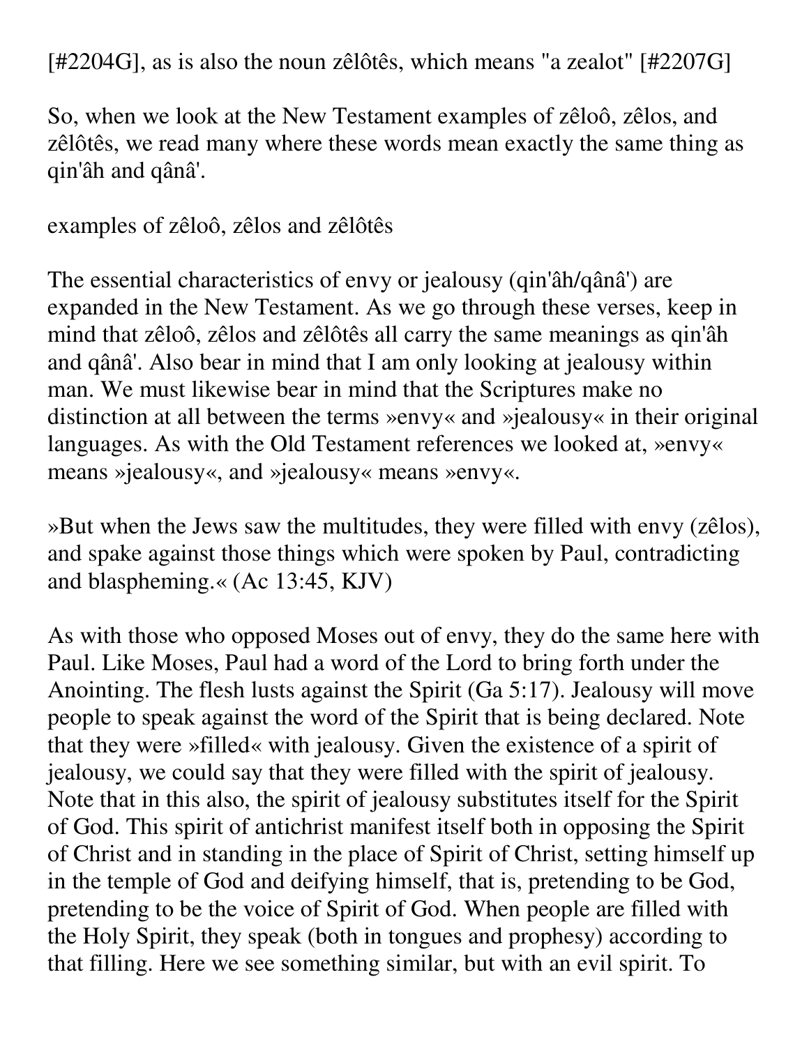[#2204G], as is also the noun zêlôtês, which means "a zealot" [#2207G]

So, when we look at the New Testament examples of zêloô, zêlos, and zêlôtês, we read many where these words mean exactly the same thing as qin'âh and qânâ'.

### examples of zêloô, zêlos and zêlôtês

The essential characteristics of envy or jealousy (qin'âh/qânâ') are expanded in the New Testament. As we go through these verses, keep in mind that zêloô, zêlos and zêlôtês all carry the same meanings as qin'âh and qânâ'. Also bear in mind that I am only looking at jealousy within man. We must likewise bear in mind that the Scriptures make no distinction at all between the terms »envy« and »jealousy« in their original languages. As with the Old Testament references we looked at, »envy« means »jealousy«, and »jealousy« means »envy«.

»But when the Jews saw the multitudes, they were filled with envy (zêlos), and spake against those things which were spoken by Paul, contradicting and blaspheming.« (Ac 13:45, KJV)

As with those who opposed Moses out of envy, they do the same here with Paul. Like Moses, Paul had a word of the Lord to bring forth under the Anointing. The flesh lusts against the Spirit (Ga 5:17). Jealousy will move people to speak against the word of the Spirit that is being declared. Note that they were »filled« with jealousy. Given the existence of a spirit of jealousy, we could say that they were filled with the spirit of jealousy. Note that in this also, the spirit of jealousy substitutes itself for the Spirit of God. This spirit of antichrist manifest itself both in opposing the Spirit of Christ and in standing in the place of Spirit of Christ, setting himself up in the temple of God and deifying himself, that is, pretending to be God, pretending to be the voice of Spirit of God. When people are filled with the Holy Spirit, they speak (both in tongues and prophesy) according to that filling. Here we see something similar, but with an evil spirit. To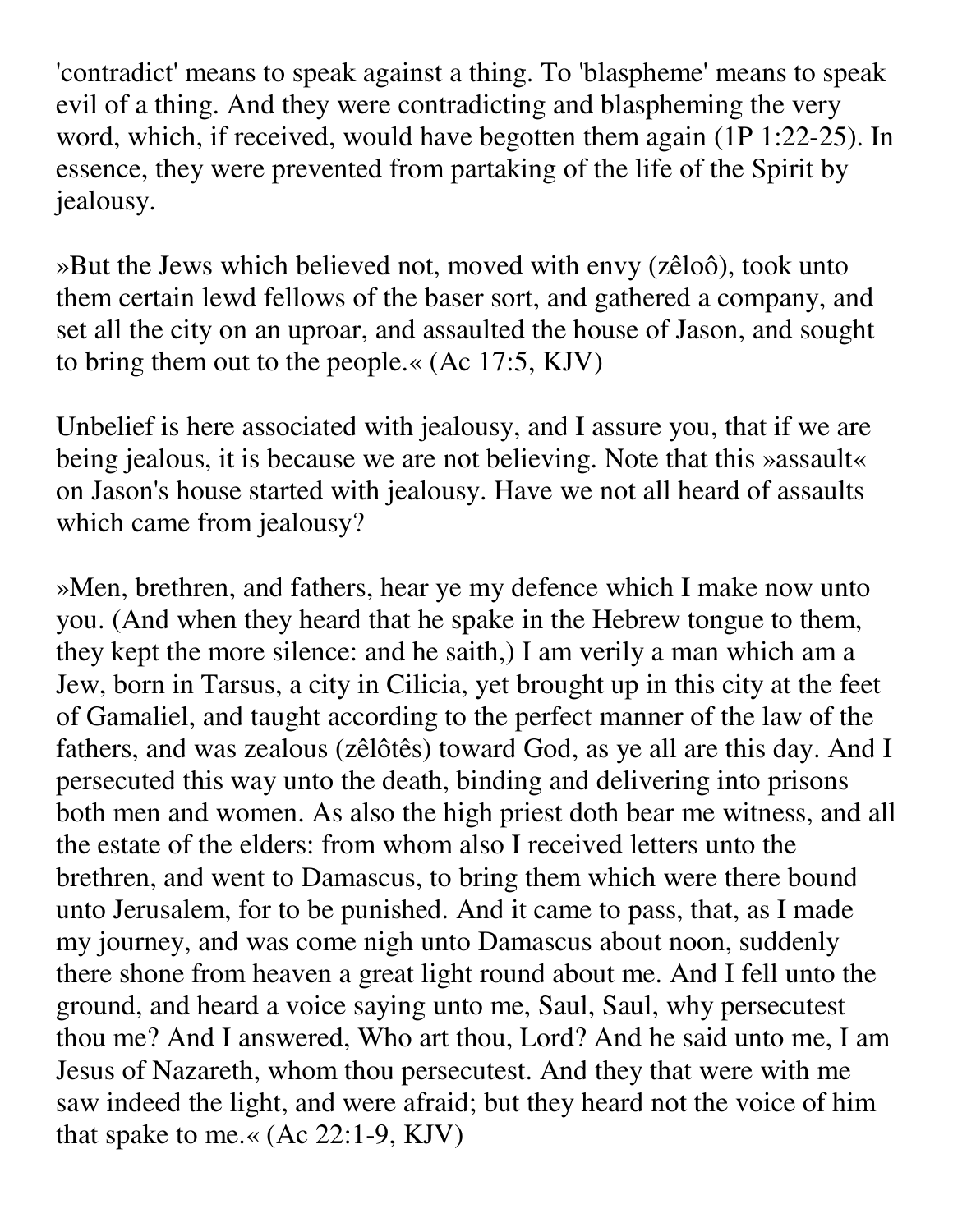'contradict' means to speak against a thing. To 'blaspheme' means to speak evil of a thing. And they were contradicting and blaspheming the very word, which, if received, would have begotten them again (1P 1:22-25). In essence, they were prevented from partaking of the life of the Spirit by jealousy.

»But the Jews which believed not, moved with envy (zêloô), took unto them certain lewd fellows of the baser sort, and gathered a company, and set all the city on an uproar, and assaulted the house of Jason, and sought to bring them out to the people.« (Ac 17:5, KJV)

Unbelief is here associated with jealousy, and I assure you, that if we are being jealous, it is because we are not believing. Note that this »assault« on Jason's house started with jealousy. Have we not all heard of assaults which came from jealousy?

»Men, brethren, and fathers, hear ye my defence which I make now unto you. (And when they heard that he spake in the Hebrew tongue to them, they kept the more silence: and he saith,) I am verily a man which am a Jew, born in Tarsus, a city in Cilicia, yet brought up in this city at the feet of Gamaliel, and taught according to the perfect manner of the law of the fathers, and was zealous (zêlôtês) toward God, as ye all are this day. And I persecuted this way unto the death, binding and delivering into prisons both men and women. As also the high priest doth bear me witness, and all the estate of the elders: from whom also I received letters unto the brethren, and went to Damascus, to bring them which were there bound unto Jerusalem, for to be punished. And it came to pass, that, as I made my journey, and was come nigh unto Damascus about noon, suddenly there shone from heaven a great light round about me. And I fell unto the ground, and heard a voice saying unto me, Saul, Saul, why persecutest thou me? And I answered, Who art thou, Lord? And he said unto me, I am Jesus of Nazareth, whom thou persecutest. And they that were with me saw indeed the light, and were afraid; but they heard not the voice of him that spake to me.« (Ac 22:1-9, KJV)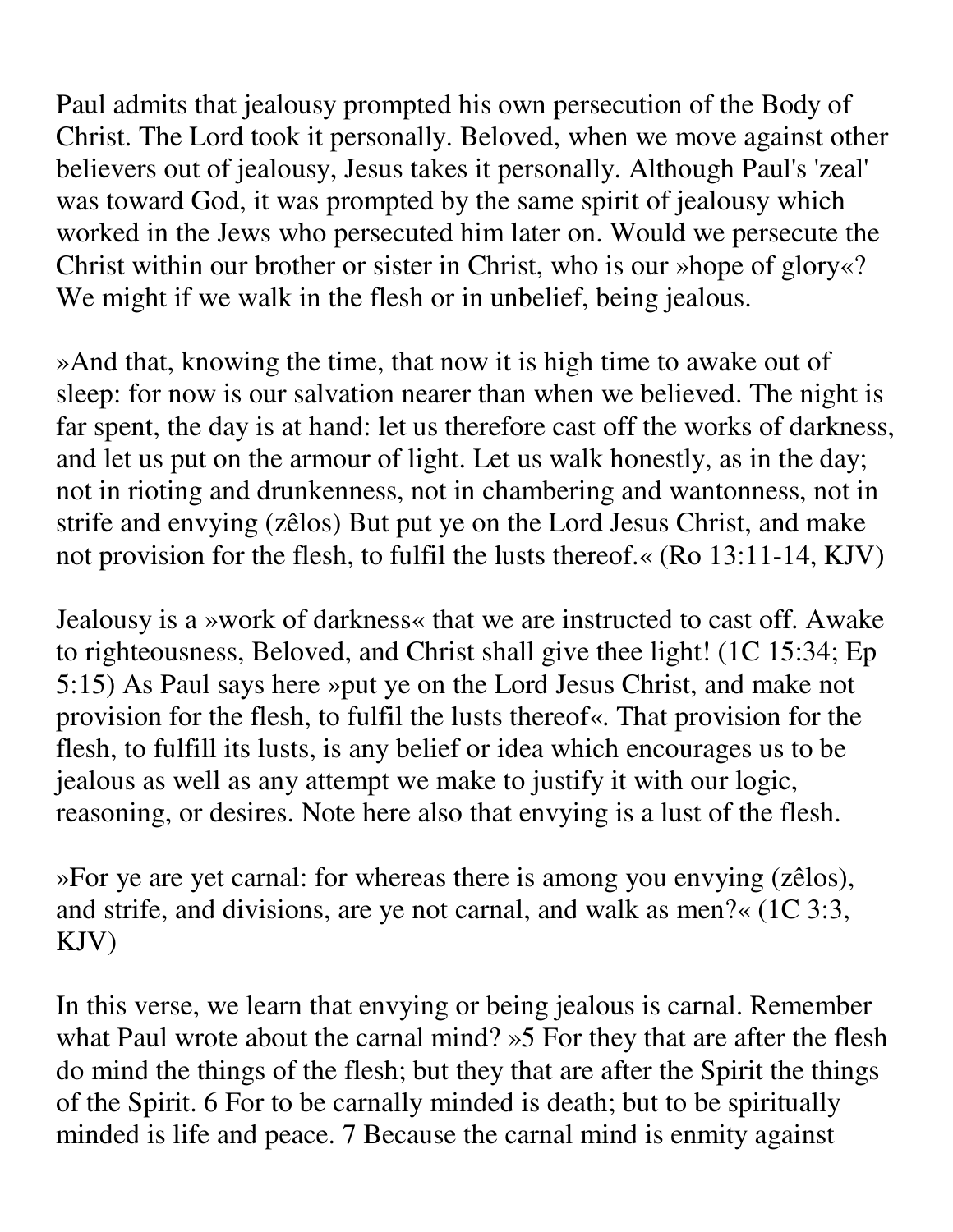Paul admits that jealousy prompted his own persecution of the Body of Christ. The Lord took it personally. Beloved, when we move against other believers out of jealousy, Jesus takes it personally. Although Paul's 'zeal' was toward God, it was prompted by the same spirit of jealousy which worked in the Jews who persecuted him later on. Would we persecute the Christ within our brother or sister in Christ, who is our »hope of glory«? We might if we walk in the flesh or in unbelief, being jealous.

»And that, knowing the time, that now it is high time to awake out of sleep: for now is our salvation nearer than when we believed. The night is far spent, the day is at hand: let us therefore cast off the works of darkness, and let us put on the armour of light. Let us walk honestly, as in the day; not in rioting and drunkenness, not in chambering and wantonness, not in strife and envying (zêlos) But put ye on the Lord Jesus Christ, and make not provision for the flesh, to fulfil the lusts thereof.« (Ro 13:11-14, KJV)

Jealousy is a »work of darkness« that we are instructed to cast off. Awake to righteousness, Beloved, and Christ shall give thee light! (1C 15:34; Ep 5:15) As Paul says here »put ye on the Lord Jesus Christ, and make not provision for the flesh, to fulfil the lusts thereof«. That provision for the flesh, to fulfill its lusts, is any belief or idea which encourages us to be jealous as well as any attempt we make to justify it with our logic, reasoning, or desires. Note here also that envying is a lust of the flesh.

»For ye are yet carnal: for whereas there is among you envying (zêlos), and strife, and divisions, are ye not carnal, and walk as men?« (1C 3:3, KJV)

In this verse, we learn that envying or being jealous is carnal. Remember what Paul wrote about the carnal mind? »5 For they that are after the flesh do mind the things of the flesh; but they that are after the Spirit the things of the Spirit. 6 For to be carnally minded is death; but to be spiritually minded is life and peace. 7 Because the carnal mind is enmity against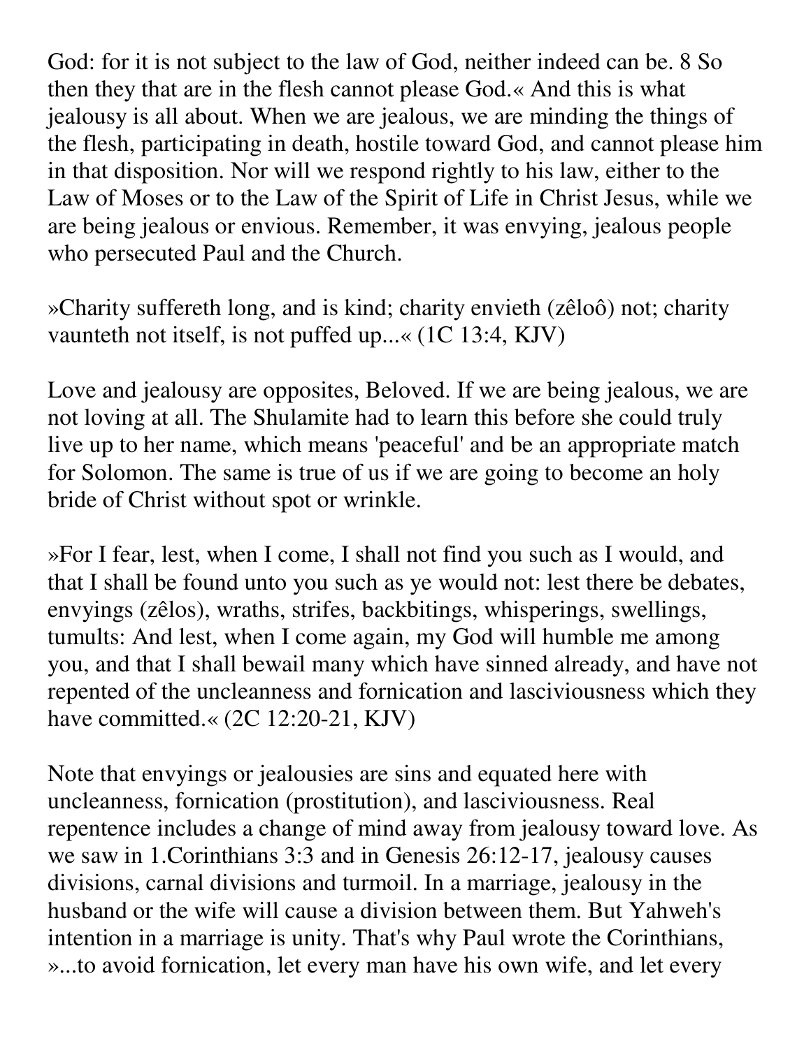God: for it is not subject to the law of God, neither indeed can be. 8 So then they that are in the flesh cannot please God.« And this is what jealousy is all about. When we are jealous, we are minding the things of the flesh, participating in death, hostile toward God, and cannot please him in that disposition. Nor will we respond rightly to his law, either to the Law of Moses or to the Law of the Spirit of Life in Christ Jesus, while we are being jealous or envious. Remember, it was envying, jealous people who persecuted Paul and the Church.

»Charity suffereth long, and is kind; charity envieth (zêloô) not; charity vaunteth not itself, is not puffed up...« (1C 13:4, KJV)

Love and jealousy are opposites, Beloved. If we are being jealous, we are not loving at all. The Shulamite had to learn this before she could truly live up to her name, which means 'peaceful' and be an appropriate match for Solomon. The same is true of us if we are going to become an holy bride of Christ without spot or wrinkle.

»For I fear, lest, when I come, I shall not find you such as I would, and that I shall be found unto you such as ye would not: lest there be debates, envyings (zêlos), wraths, strifes, backbitings, whisperings, swellings, tumults: And lest, when I come again, my God will humble me among you, and that I shall bewail many which have sinned already, and have not repented of the uncleanness and fornication and lasciviousness which they have committed.« (2C 12:20-21, KJV)

Note that envyings or jealousies are sins and equated here with uncleanness, fornication (prostitution), and lasciviousness. Real repentence includes a change of mind away from jealousy toward love. As we saw in 1.Corinthians 3:3 and in Genesis 26:12-17, jealousy causes divisions, carnal divisions and turmoil. In a marriage, jealousy in the husband or the wife will cause a division between them. But Yahweh's intention in a marriage is unity. That's why Paul wrote the Corinthians, »...to avoid fornication, let every man have his own wife, and let every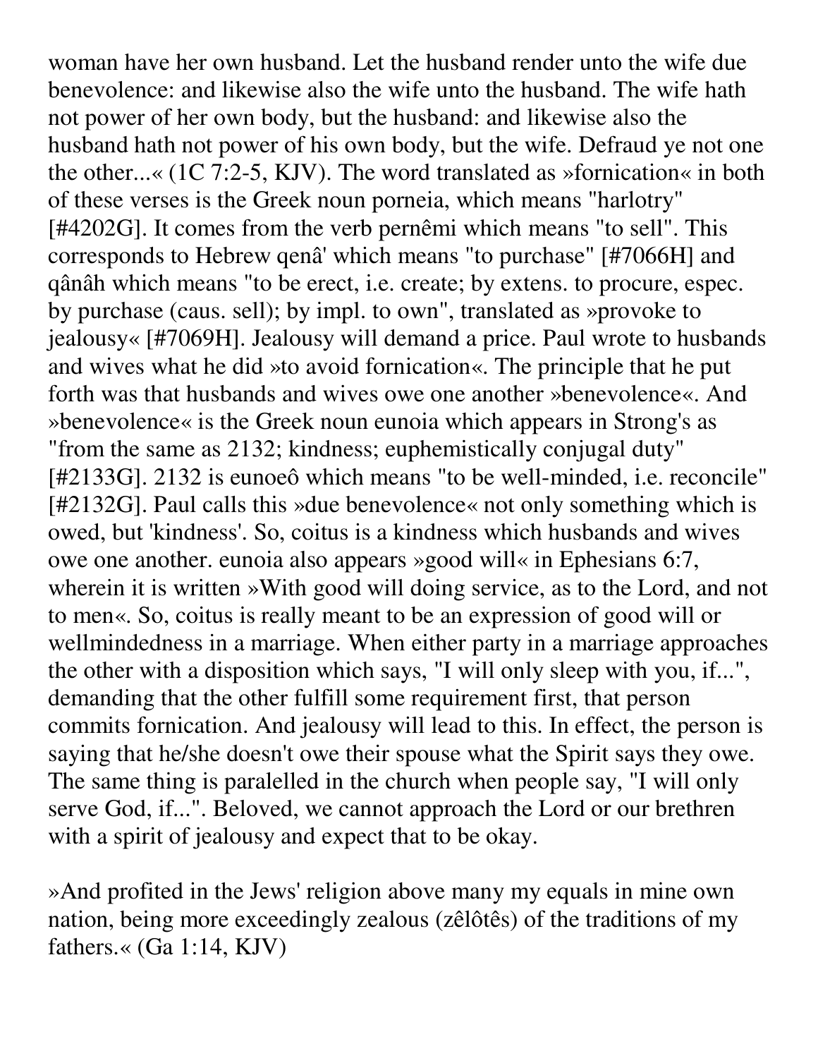woman have her own husband. Let the husband render unto the wife due benevolence: and likewise also the wife unto the husband. The wife hath not power of her own body, but the husband: and likewise also the husband hath not power of his own body, but the wife. Defraud ye not one the other...« (1C 7:2-5, KJV). The word translated as »fornication« in both of these verses is the Greek noun porneia, which means "harlotry" [#4202G]. It comes from the verb pernêmi which means "to sell". This corresponds to Hebrew qenâ' which means "to purchase" [#7066H] and qânâh which means "to be erect, i.e. create; by extens. to procure, espec. by purchase (caus. sell); by impl. to own", translated as »provoke to jealousy« [#7069H]. Jealousy will demand a price. Paul wrote to husbands and wives what he did »to avoid fornication«. The principle that he put forth was that husbands and wives owe one another »benevolence«. And »benevolence« is the Greek noun eunoia which appears in Strong's as "from the same as 2132; kindness; euphemistically conjugal duty" [#2133G]. 2132 is eunoeô which means "to be well-minded, i.e. reconcile" [#2132G]. Paul calls this »due benevolence« not only something which is owed, but 'kindness'. So, coitus is a kindness which husbands and wives owe one another. eunoia also appears »good will« in Ephesians 6:7, wherein it is written »With good will doing service, as to the Lord, and not to men«. So, coitus is really meant to be an expression of good will or wellmindedness in a marriage. When either party in a marriage approaches the other with a disposition which says, "I will only sleep with you, if...", demanding that the other fulfill some requirement first, that person commits fornication. And jealousy will lead to this. In effect, the person is saying that he/she doesn't owe their spouse what the Spirit says they owe. The same thing is paralelled in the church when people say, "I will only serve God, if...". Beloved, we cannot approach the Lord or our brethren with a spirit of jealousy and expect that to be okay.

»And profited in the Jews' religion above many my equals in mine own nation, being more exceedingly zealous (zêlôtês) of the traditions of my fathers.« (Ga 1:14, KJV)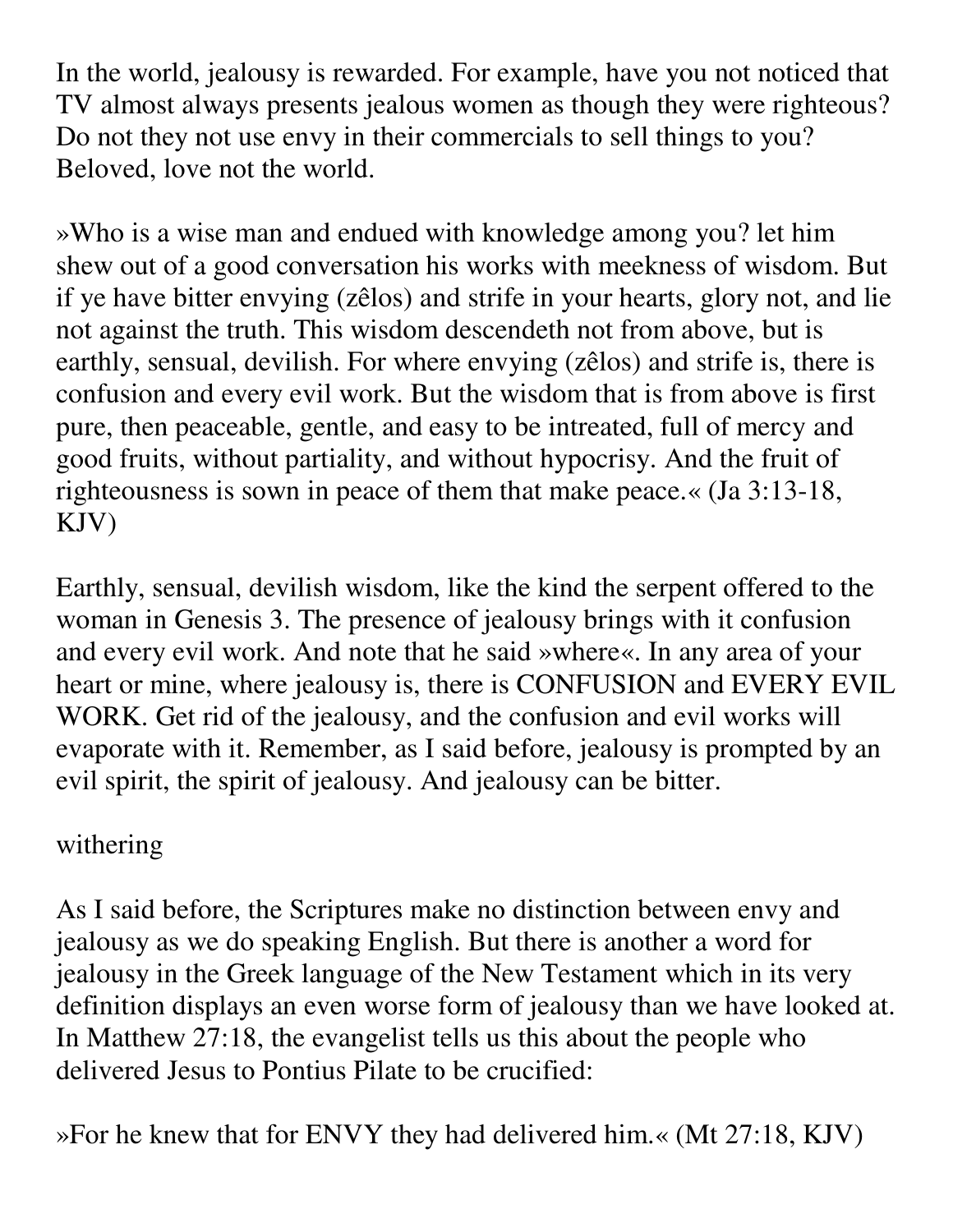In the world, jealousy is rewarded. For example, have you not noticed that TV almost always presents jealous women as though they were righteous? Do not they not use envy in their commercials to sell things to you? Beloved, love not the world.

»Who is a wise man and endued with knowledge among you? let him shew out of a good conversation his works with meekness of wisdom. But if ye have bitter envying (zêlos) and strife in your hearts, glory not, and lie not against the truth. This wisdom descendeth not from above, but is earthly, sensual, devilish. For where envying (zêlos) and strife is, there is confusion and every evil work. But the wisdom that is from above is first pure, then peaceable, gentle, and easy to be intreated, full of mercy and good fruits, without partiality, and without hypocrisy. And the fruit of righteousness is sown in peace of them that make peace.« (Ja 3:13-18, KJV)

Earthly, sensual, devilish wisdom, like the kind the serpent offered to the woman in Genesis 3. The presence of jealousy brings with it confusion and every evil work. And note that he said »where«. In any area of your heart or mine, where jealousy is, there is CONFUSION and EVERY EVIL WORK. Get rid of the jealousy, and the confusion and evil works will evaporate with it. Remember, as I said before, jealousy is prompted by an evil spirit, the spirit of jealousy. And jealousy can be bitter.

withering

As I said before, the Scriptures make no distinction between envy and jealousy as we do speaking English. But there is another a word for jealousy in the Greek language of the New Testament which in its very definition displays an even worse form of jealousy than we have looked at. In Matthew 27:18, the evangelist tells us this about the people who delivered Jesus to Pontius Pilate to be crucified:

»For he knew that for ENVY they had delivered him.« (Mt 27:18, KJV)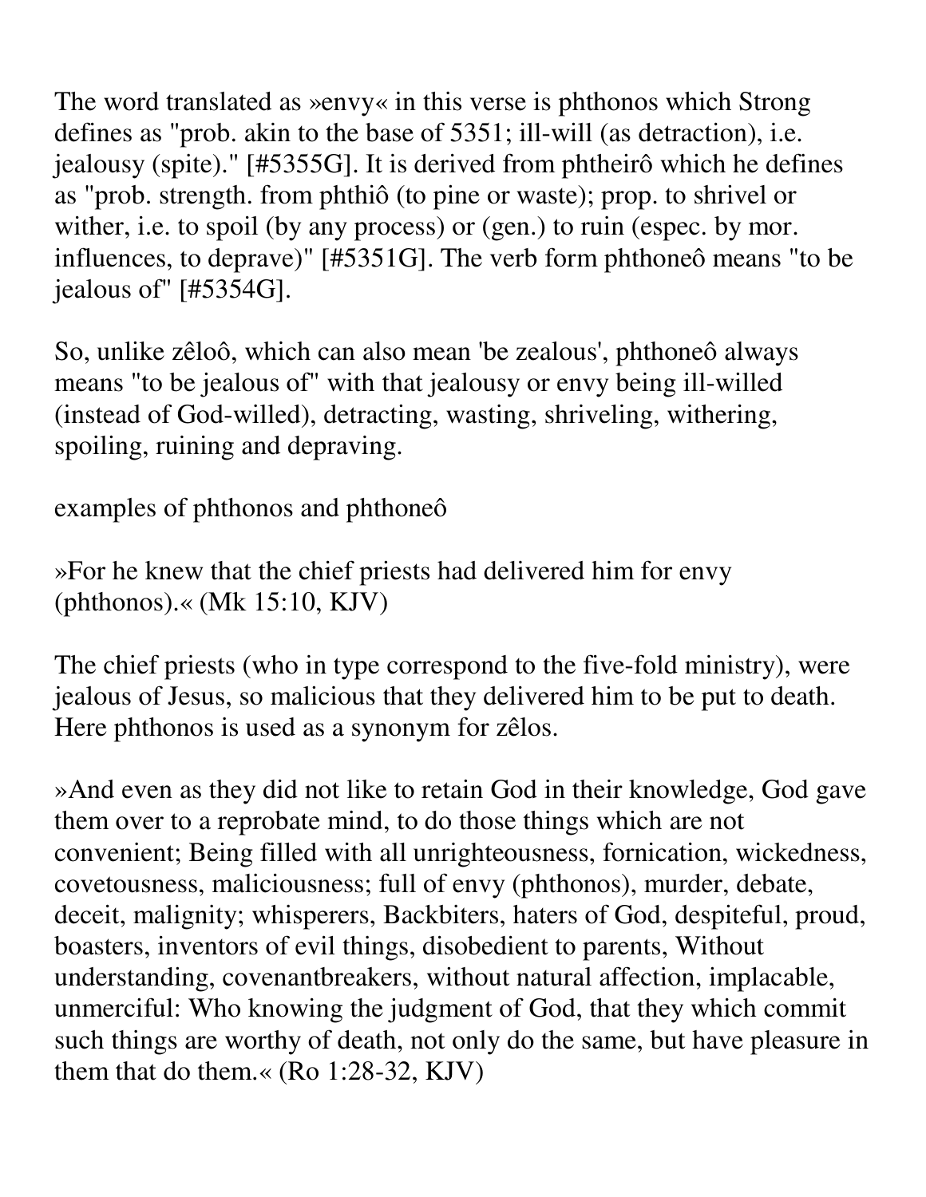The word translated as »envy« in this verse is phthonos which Strong defines as "prob. akin to the base of 5351; ill-will (as detraction), i.e. jealousy (spite)." [#5355G]. It is derived from phtheirô which he defines as "prob. strength. from phthiô (to pine or waste); prop. to shrivel or wither, i.e. to spoil (by any process) or (gen.) to ruin (espec. by mor. influences, to deprave)" [#5351G]. The verb form phthoneô means "to be jealous of" [#5354G].

So, unlike zêloô, which can also mean 'be zealous', phthoneô always means "to be jealous of" with that jealousy or envy being ill-willed (instead of God-willed), detracting, wasting, shriveling, withering, spoiling, ruining and depraving.

examples of phthonos and phthoneô

»For he knew that the chief priests had delivered him for envy (phthonos).« (Mk 15:10, KJV)

The chief priests (who in type correspond to the five-fold ministry), were jealous of Jesus, so malicious that they delivered him to be put to death. Here phthonos is used as a synonym for zêlos.

»And even as they did not like to retain God in their knowledge, God gave them over to a reprobate mind, to do those things which are not convenient; Being filled with all unrighteousness, fornication, wickedness, covetousness, maliciousness; full of envy (phthonos), murder, debate, deceit, malignity; whisperers, Backbiters, haters of God, despiteful, proud, boasters, inventors of evil things, disobedient to parents, Without understanding, covenantbreakers, without natural affection, implacable, unmerciful: Who knowing the judgment of God, that they which commit such things are worthy of death, not only do the same, but have pleasure in them that do them.« (Ro 1:28-32, KJV)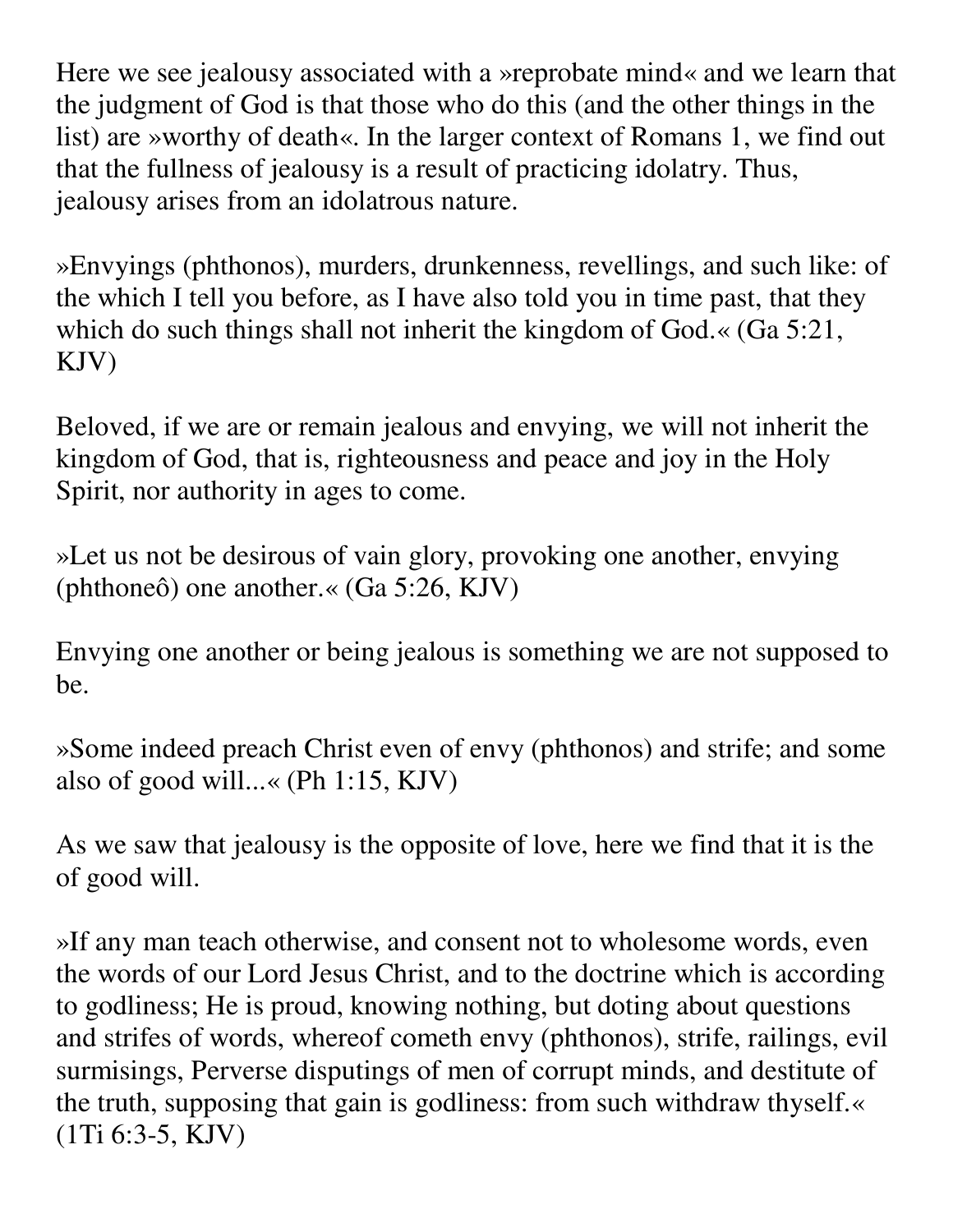Here we see jealousy associated with a »reprobate mind« and we learn that the judgment of God is that those who do this (and the other things in the list) are »worthy of death«. In the larger context of Romans 1, we find out that the fullness of jealousy is a result of practicing idolatry. Thus, jealousy arises from an idolatrous nature.

»Envyings (phthonos), murders, drunkenness, revellings, and such like: of the which I tell you before, as I have also told you in time past, that they which do such things shall not inherit the kingdom of God.« (Ga 5:21, KJV)

Beloved, if we are or remain jealous and envying, we will not inherit the kingdom of God, that is, righteousness and peace and joy in the Holy Spirit, nor authority in ages to come.

»Let us not be desirous of vain glory, provoking one another, envying (phthoneô) one another.« (Ga 5:26, KJV)

Envying one another or being jealous is something we are not supposed to be.

»Some indeed preach Christ even of envy (phthonos) and strife; and some also of good will...« (Ph 1:15, KJV)

As we saw that jealousy is the opposite of love, here we find that it is the of good will.

»If any man teach otherwise, and consent not to wholesome words, even the words of our Lord Jesus Christ, and to the doctrine which is according to godliness; He is proud, knowing nothing, but doting about questions and strifes of words, whereof cometh envy (phthonos), strife, railings, evil surmisings, Perverse disputings of men of corrupt minds, and destitute of the truth, supposing that gain is godliness: from such withdraw thyself.« (1Ti 6:3-5, KJV)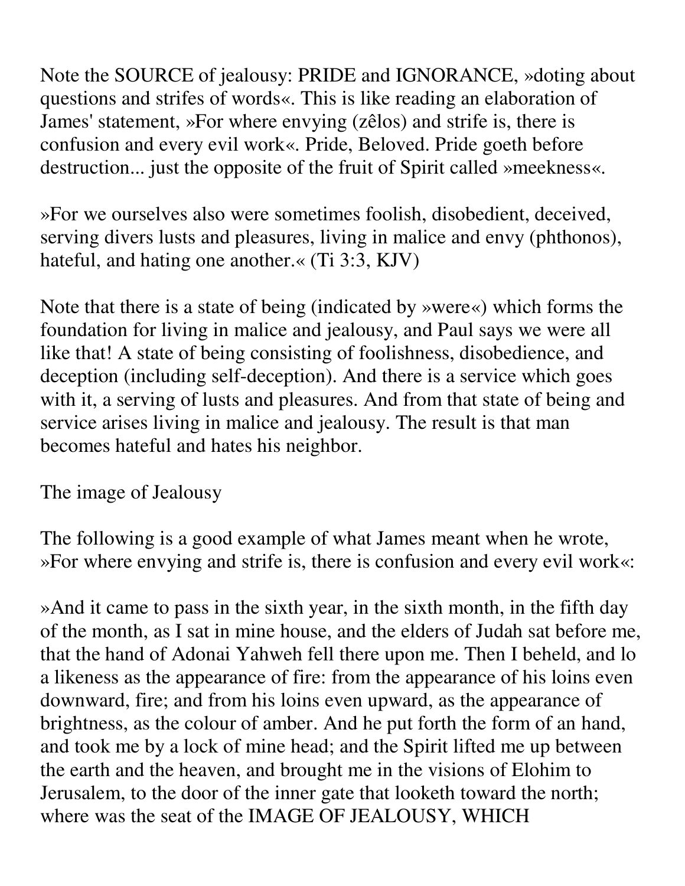Note the SOURCE of jealousy: PRIDE and IGNORANCE, »doting about questions and strifes of words«. This is like reading an elaboration of James' statement, »For where envying (zêlos) and strife is, there is confusion and every evil work«. Pride, Beloved. Pride goeth before destruction... just the opposite of the fruit of Spirit called »meekness«.

»For we ourselves also were sometimes foolish, disobedient, deceived, serving divers lusts and pleasures, living in malice and envy (phthonos), hateful, and hating one another.« (Ti 3:3, KJV)

Note that there is a state of being (indicated by »were«) which forms the foundation for living in malice and jealousy, and Paul says we were all like that! A state of being consisting of foolishness, disobedience, and deception (including self-deception). And there is a service which goes with it, a serving of lusts and pleasures. And from that state of being and service arises living in malice and jealousy. The result is that man becomes hateful and hates his neighbor.

## The image of Jealousy

The following is a good example of what James meant when he wrote, »For where envying and strife is, there is confusion and every evil work«:

»And it came to pass in the sixth year, in the sixth month, in the fifth day of the month, as I sat in mine house, and the elders of Judah sat before me, that the hand of Adonai Yahweh fell there upon me. Then I beheld, and lo a likeness as the appearance of fire: from the appearance of his loins even downward, fire; and from his loins even upward, as the appearance of brightness, as the colour of amber. And he put forth the form of an hand, and took me by a lock of mine head; and the Spirit lifted me up between the earth and the heaven, and brought me in the visions of Elohim to Jerusalem, to the door of the inner gate that looketh toward the north; where was the seat of the IMAGE OF JEALOUSY, WHICH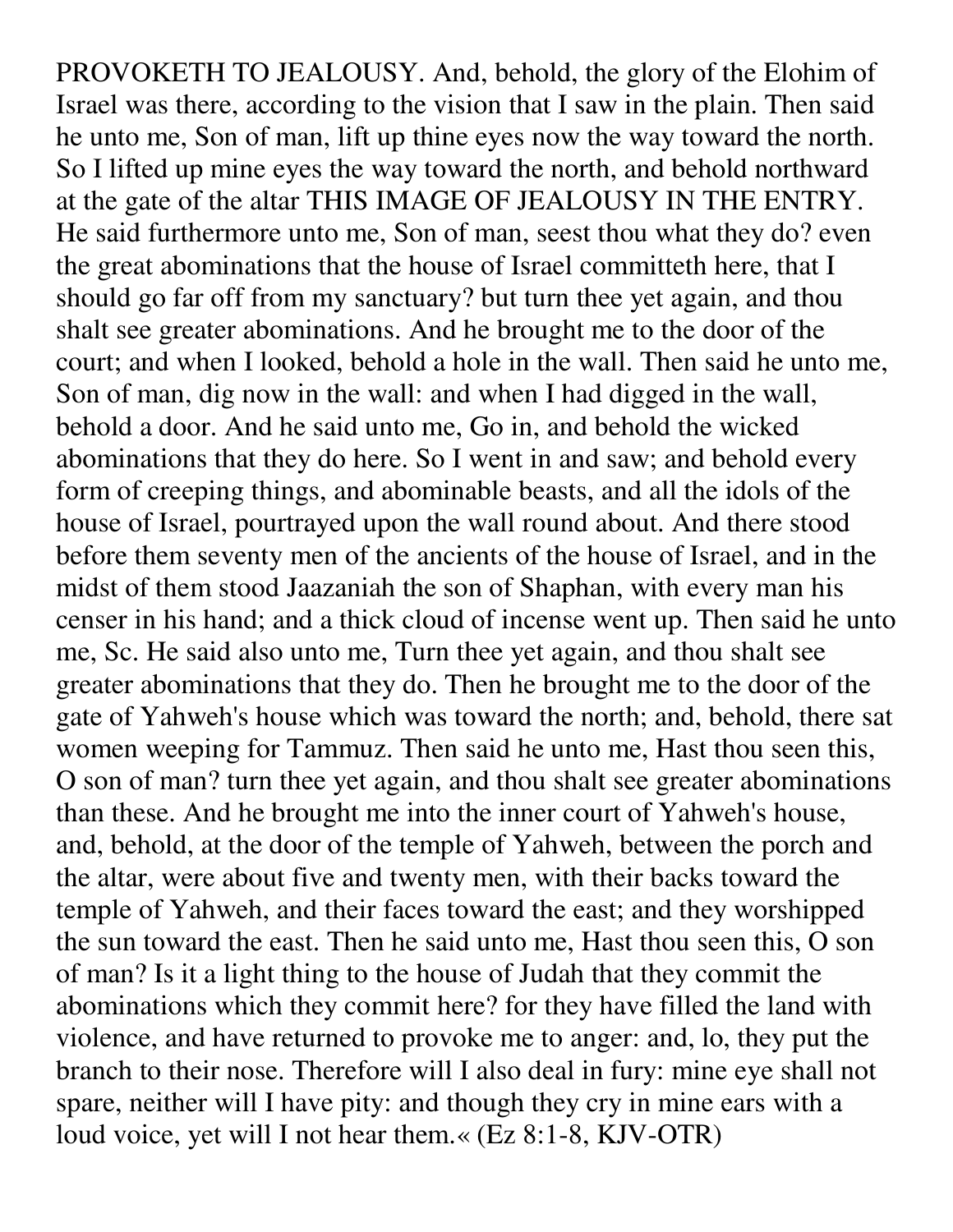PROVOKETH TO JEALOUSY. And, behold, the glory of the Elohim of Israel was there, according to the vision that I saw in the plain. Then said he unto me, Son of man, lift up thine eyes now the way toward the north. So I lifted up mine eyes the way toward the north, and behold northward at the gate of the altar THIS IMAGE OF JEALOUSY IN THE ENTRY. He said furthermore unto me, Son of man, seest thou what they do? even the great abominations that the house of Israel committeth here, that I should go far off from my sanctuary? but turn thee yet again, and thou shalt see greater abominations. And he brought me to the door of the court; and when I looked, behold a hole in the wall. Then said he unto me, Son of man, dig now in the wall: and when I had digged in the wall, behold a door. And he said unto me, Go in, and behold the wicked abominations that they do here. So I went in and saw; and behold every form of creeping things, and abominable beasts, and all the idols of the house of Israel, pourtrayed upon the wall round about. And there stood before them seventy men of the ancients of the house of Israel, and in the midst of them stood Jaazaniah the son of Shaphan, with every man his censer in his hand; and a thick cloud of incense went up. Then said he unto me, Sc. He said also unto me, Turn thee yet again, and thou shalt see greater abominations that they do. Then he brought me to the door of the gate of Yahweh's house which was toward the north; and, behold, there sat women weeping for Tammuz. Then said he unto me, Hast thou seen this, O son of man? turn thee yet again, and thou shalt see greater abominations than these. And he brought me into the inner court of Yahweh's house, and, behold, at the door of the temple of Yahweh, between the porch and the altar, were about five and twenty men, with their backs toward the temple of Yahweh, and their faces toward the east; and they worshipped the sun toward the east. Then he said unto me, Hast thou seen this, O son of man? Is it a light thing to the house of Judah that they commit the abominations which they commit here? for they have filled the land with violence, and have returned to provoke me to anger: and, lo, they put the branch to their nose. Therefore will I also deal in fury: mine eye shall not spare, neither will I have pity: and though they cry in mine ears with a loud voice, yet will I not hear them.« (Ez 8:1-8, KJV-OTR)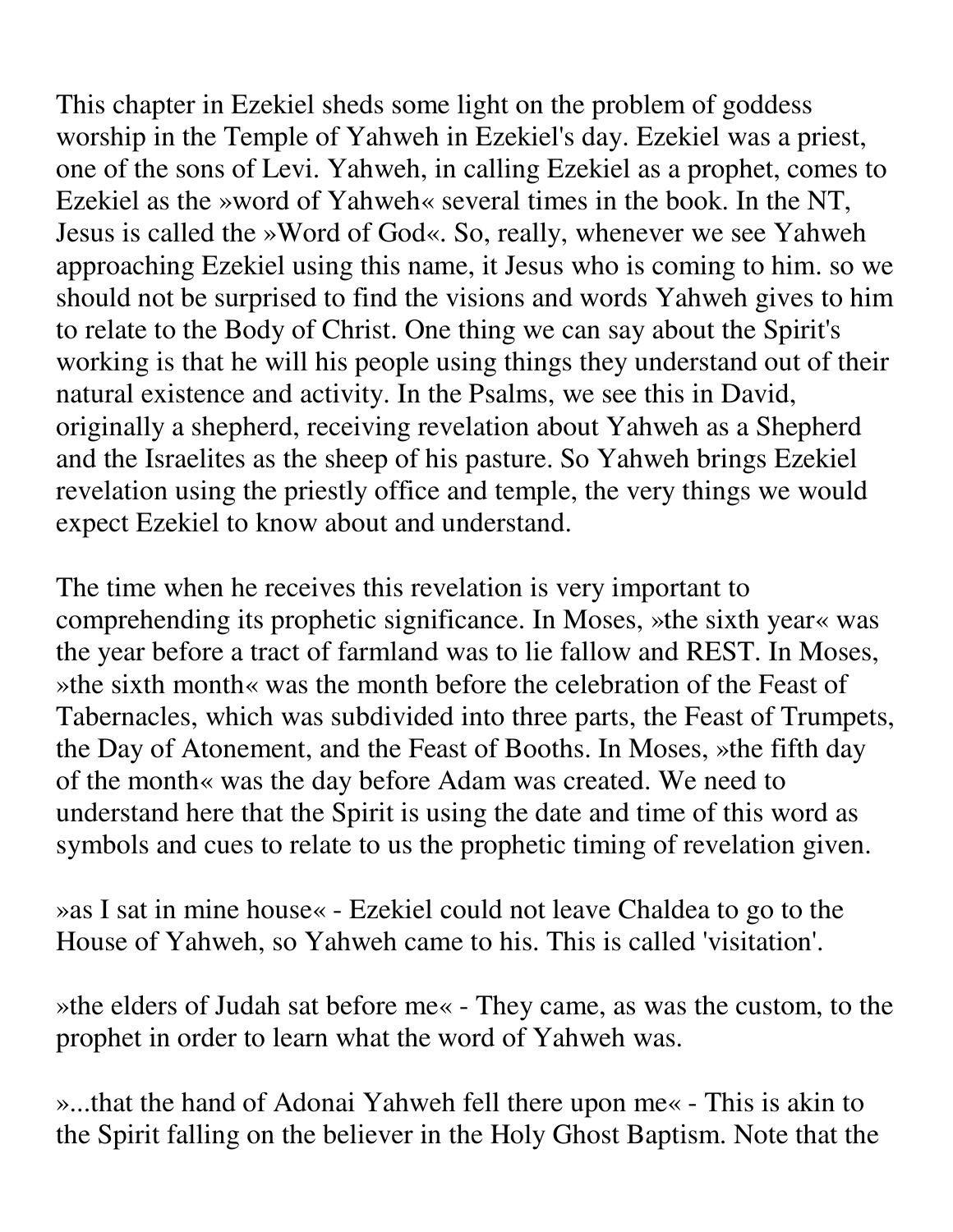This chapter in Ezekiel sheds some light on the problem of goddess worship in the Temple of Yahweh in Ezekiel's day. Ezekiel was a priest, one of the sons of Levi. Yahweh, in calling Ezekiel as a prophet, comes to Ezekiel as the »word of Yahweh« several times in the book. In the NT, Jesus is called the »Word of God«. So, really, whenever we see Yahweh approaching Ezekiel using this name, it Jesus who is coming to him. so we should not be surprised to find the visions and words Yahweh gives to him to relate to the Body of Christ. One thing we can say about the Spirit's working is that he will his people using things they understand out of their natural existence and activity. In the Psalms, we see this in David, originally a shepherd, receiving revelation about Yahweh as a Shepherd and the Israelites as the sheep of his pasture. So Yahweh brings Ezekiel revelation using the priestly office and temple, the very things we would expect Ezekiel to know about and understand.

The time when he receives this revelation is very important to comprehending its prophetic significance. In Moses, »the sixth year« was the year before a tract of farmland was to lie fallow and REST. In Moses, »the sixth month« was the month before the celebration of the Feast of Tabernacles, which was subdivided into three parts, the Feast of Trumpets, the Day of Atonement, and the Feast of Booths. In Moses, »the fifth day of the month« was the day before Adam was created. We need to understand here that the Spirit is using the date and time of this word as symbols and cues to relate to us the prophetic timing of revelation given.

»as I sat in mine house« - Ezekiel could not leave Chaldea to go to the House of Yahweh, so Yahweh came to his. This is called 'visitation'.

»the elders of Judah sat before me« - They came, as was the custom, to the prophet in order to learn what the word of Yahweh was.

»...that the hand of Adonai Yahweh fell there upon me« - This is akin to the Spirit falling on the believer in the Holy Ghost Baptism. Note that the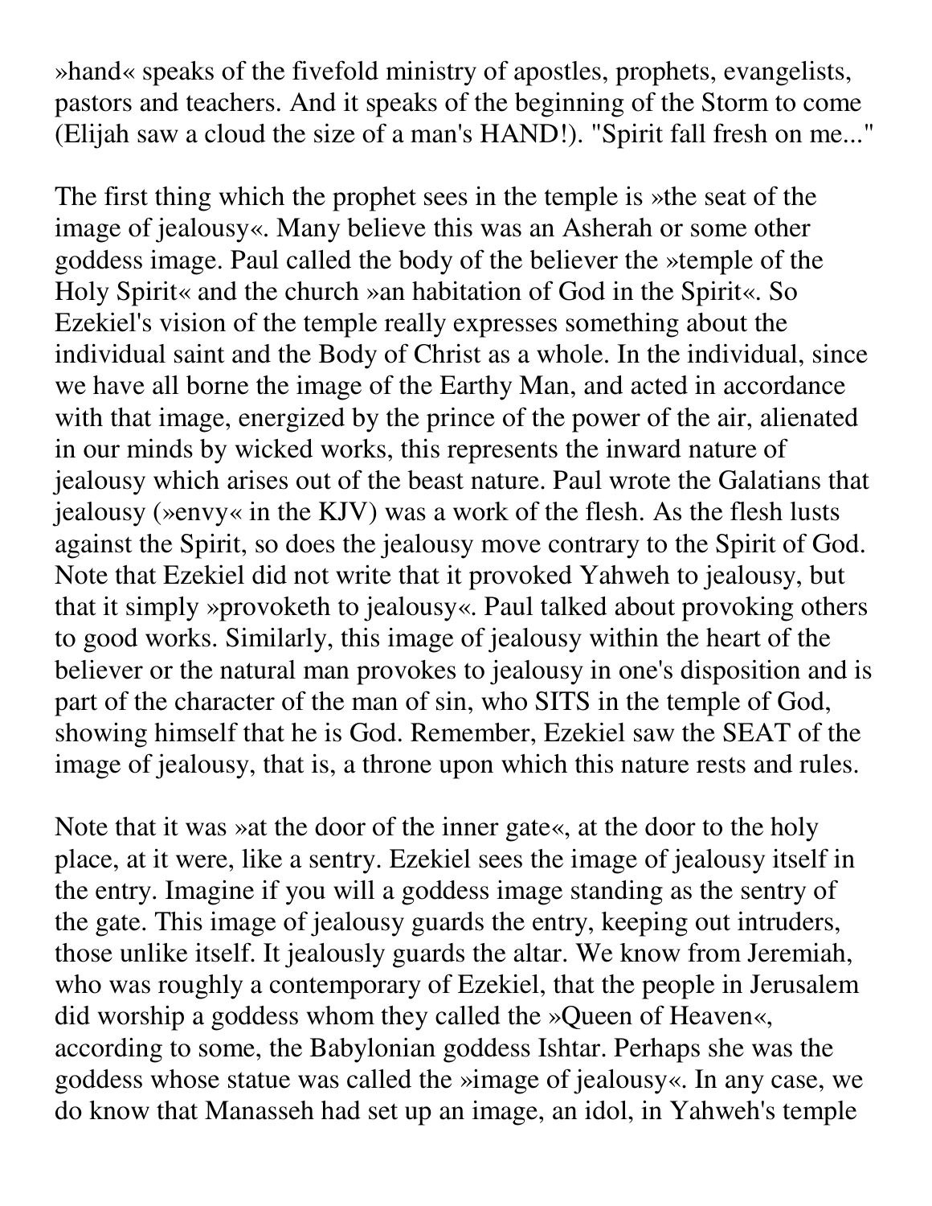»hand« speaks of the fivefold ministry of apostles, prophets, evangelists, pastors and teachers. And it speaks of the beginning of the Storm to come (Elijah saw a cloud the size of a man's HAND!). "Spirit fall fresh on me..."

The first thing which the prophet sees in the temple is »the seat of the image of jealousy«. Many believe this was an Asherah or some other goddess image. Paul called the body of the believer the »temple of the Holy Spirit« and the church »an habitation of God in the Spirit«. So Ezekiel's vision of the temple really expresses something about the individual saint and the Body of Christ as a whole. In the individual, since we have all borne the image of the Earthy Man, and acted in accordance with that image, energized by the prince of the power of the air, alienated in our minds by wicked works, this represents the inward nature of jealousy which arises out of the beast nature. Paul wrote the Galatians that jealousy (»envy« in the KJV) was a work of the flesh. As the flesh lusts against the Spirit, so does the jealousy move contrary to the Spirit of God. Note that Ezekiel did not write that it provoked Yahweh to jealousy, but that it simply »provoketh to jealousy«. Paul talked about provoking others to good works. Similarly, this image of jealousy within the heart of the believer or the natural man provokes to jealousy in one's disposition and is part of the character of the man of sin, who SITS in the temple of God, showing himself that he is God. Remember, Ezekiel saw the SEAT of the image of jealousy, that is, a throne upon which this nature rests and rules.

Note that it was »at the door of the inner gate«, at the door to the holy place, at it were, like a sentry. Ezekiel sees the image of jealousy itself in the entry. Imagine if you will a goddess image standing as the sentry of the gate. This image of jealousy guards the entry, keeping out intruders, those unlike itself. It jealously guards the altar. We know from Jeremiah, who was roughly a contemporary of Ezekiel, that the people in Jerusalem did worship a goddess whom they called the »Queen of Heaven«, according to some, the Babylonian goddess Ishtar. Perhaps she was the goddess whose statue was called the »image of jealousy«. In any case, we do know that Manasseh had set up an image, an idol, in Yahweh's temple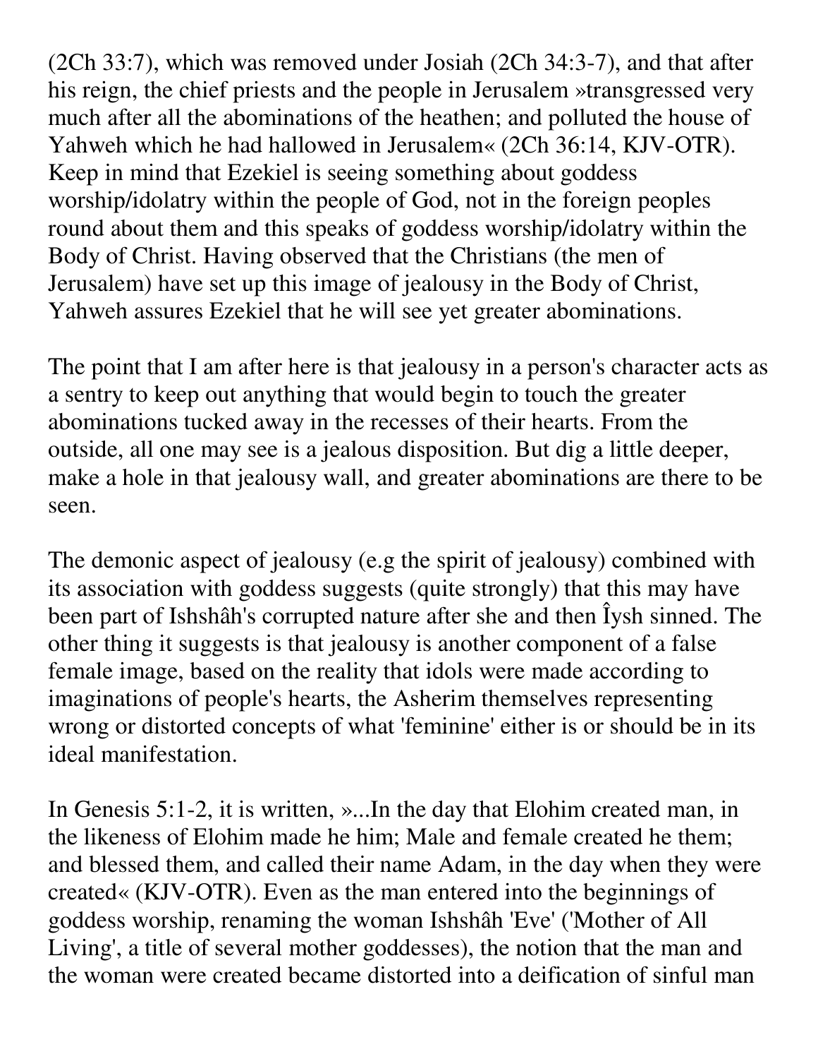(2Ch 33:7), which was removed under Josiah (2Ch 34:3-7), and that after his reign, the chief priests and the people in Jerusalem »transgressed very much after all the abominations of the heathen; and polluted the house of Yahweh which he had hallowed in Jerusalem« (2Ch 36:14, KJV-OTR). Keep in mind that Ezekiel is seeing something about goddess worship/idolatry within the people of God, not in the foreign peoples round about them and this speaks of goddess worship/idolatry within the Body of Christ. Having observed that the Christians (the men of Jerusalem) have set up this image of jealousy in the Body of Christ, Yahweh assures Ezekiel that he will see yet greater abominations.

The point that I am after here is that jealousy in a person's character acts as a sentry to keep out anything that would begin to touch the greater abominations tucked away in the recesses of their hearts. From the outside, all one may see is a jealous disposition. But dig a little deeper, make a hole in that jealousy wall, and greater abominations are there to be seen.

The demonic aspect of jealousy (e.g the spirit of jealousy) combined with its association with goddess suggests (quite strongly) that this may have been part of Ishshâh's corrupted nature after she and then Îysh sinned. The other thing it suggests is that jealousy is another component of a false female image, based on the reality that idols were made according to imaginations of people's hearts, the Asherim themselves representing wrong or distorted concepts of what 'feminine' either is or should be in its ideal manifestation.

In Genesis 5:1-2, it is written, »...In the day that Elohim created man, in the likeness of Elohim made he him; Male and female created he them; and blessed them, and called their name Adam, in the day when they were created« (KJV-OTR). Even as the man entered into the beginnings of goddess worship, renaming the woman Ishshâh 'Eve' ('Mother of All Living', a title of several mother goddesses), the notion that the man and the woman were created became distorted into a deification of sinful man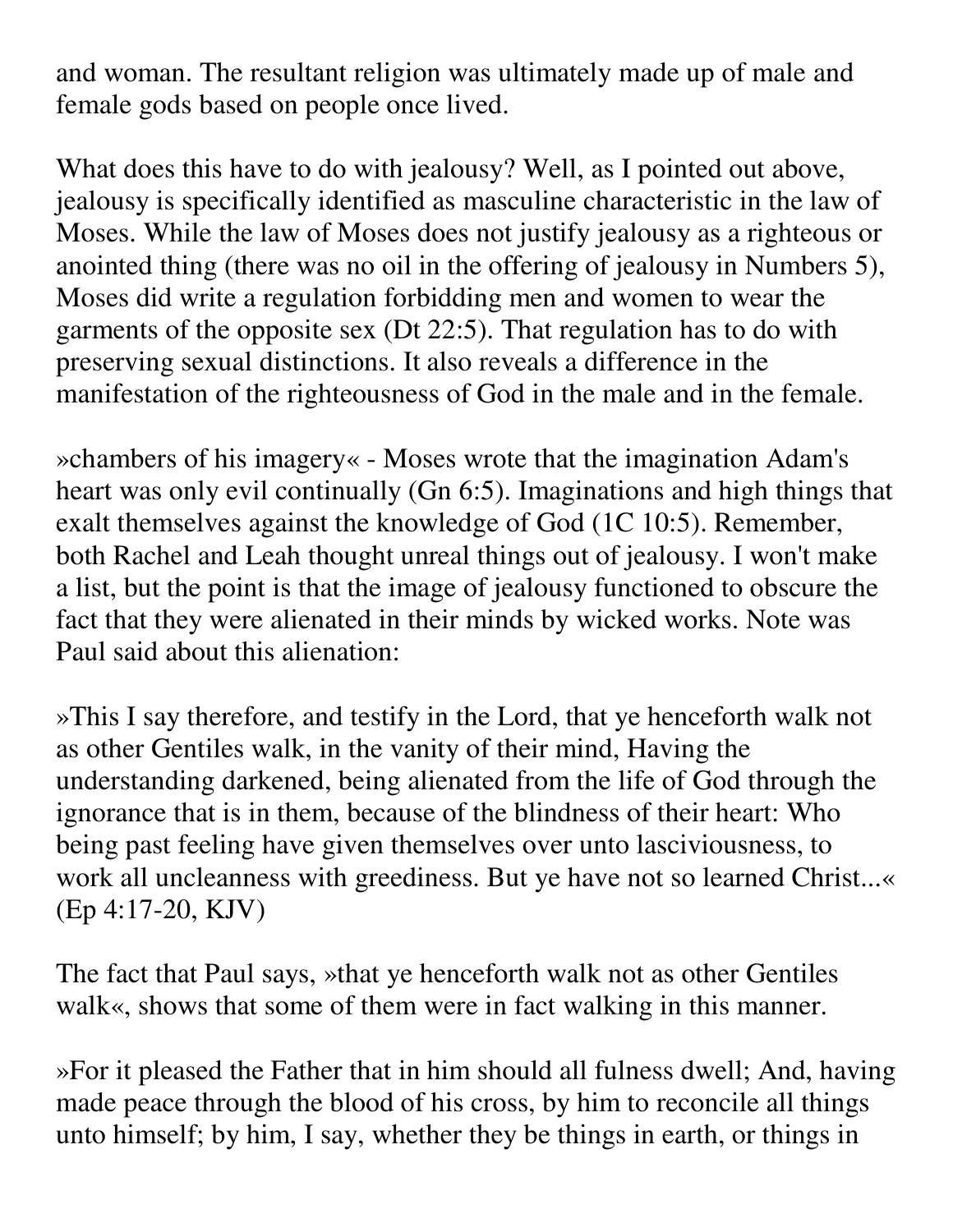and woman. The resultant religion was ultimately made up of male and female gods based on people once lived.

What does this have to do with jealousy? Well, as I pointed out above, jealousy is specifically identified as masculine characteristic in the law of Moses. While the law of Moses does not justify jealousy as a righteous or anointed thing (there was no oil in the offering of jealousy in Numbers 5), Moses did write a regulation forbidding men and women to wear the garments of the opposite sex (Dt 22:5). That regulation has to do with preserving sexual distinctions. It also reveals a difference in the manifestation of the righteousness of God in the male and in the female.

»chambers of his imagery« - Moses wrote that the imagination Adam's heart was only evil continually (Gn 6:5). Imaginations and high things that exalt themselves against the knowledge of God (1C 10:5). Remember, both Rachel and Leah thought unreal things out of jealousy. I won't make a list, but the point is that the image of jealousy functioned to obscure the fact that they were alienated in their minds by wicked works. Note was Paul said about this alienation:

»This I say therefore, and testify in the Lord, that ye henceforth walk not as other Gentiles walk, in the vanity of their mind, Having the understanding darkened, being alienated from the life of God through the ignorance that is in them, because of the blindness of their heart: Who being past feeling have given themselves over unto lasciviousness, to work all uncleanness with greediness. But ye have not so learned Christ...« (Ep 4:17-20, KJV)

The fact that Paul says, »that ye henceforth walk not as other Gentiles walk«, shows that some of them were in fact walking in this manner.

»For it pleased the Father that in him should all fulness dwell; And, having made peace through the blood of his cross, by him to reconcile all things unto himself; by him, I say, whether they be things in earth, or things in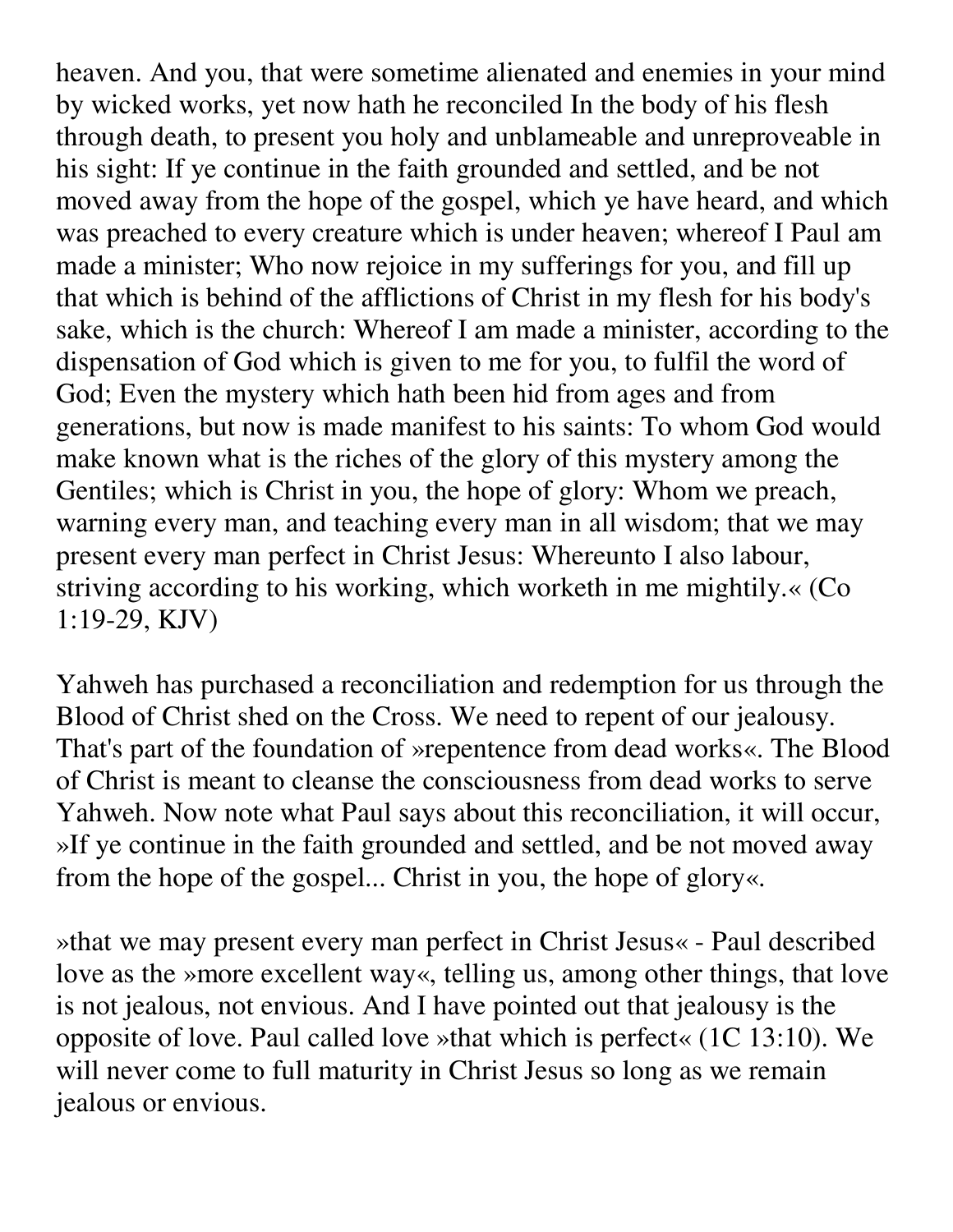heaven. And you, that were sometime alienated and enemies in your mind by wicked works, yet now hath he reconciled In the body of his flesh through death, to present you holy and unblameable and unreproveable in his sight: If ye continue in the faith grounded and settled, and be not moved away from the hope of the gospel, which ye have heard, and which was preached to every creature which is under heaven; whereof I Paul am made a minister; Who now rejoice in my sufferings for you, and fill up that which is behind of the afflictions of Christ in my flesh for his body's sake, which is the church: Whereof I am made a minister, according to the dispensation of God which is given to me for you, to fulfil the word of God; Even the mystery which hath been hid from ages and from generations, but now is made manifest to his saints: To whom God would make known what is the riches of the glory of this mystery among the Gentiles; which is Christ in you, the hope of glory: Whom we preach, warning every man, and teaching every man in all wisdom; that we may present every man perfect in Christ Jesus: Whereunto I also labour, striving according to his working, which worketh in me mightily.« (Co 1:19-29, KJV)

Yahweh has purchased a reconciliation and redemption for us through the Blood of Christ shed on the Cross. We need to repent of our jealousy. That's part of the foundation of »repentence from dead works«. The Blood of Christ is meant to cleanse the consciousness from dead works to serve Yahweh. Now note what Paul says about this reconciliation, it will occur, »If ye continue in the faith grounded and settled, and be not moved away from the hope of the gospel... Christ in you, the hope of glory«.

»that we may present every man perfect in Christ Jesus« - Paul described love as the »more excellent way«, telling us, among other things, that love is not jealous, not envious. And I have pointed out that jealousy is the opposite of love. Paul called love »that which is perfect« (1C 13:10). We will never come to full maturity in Christ Jesus so long as we remain jealous or envious.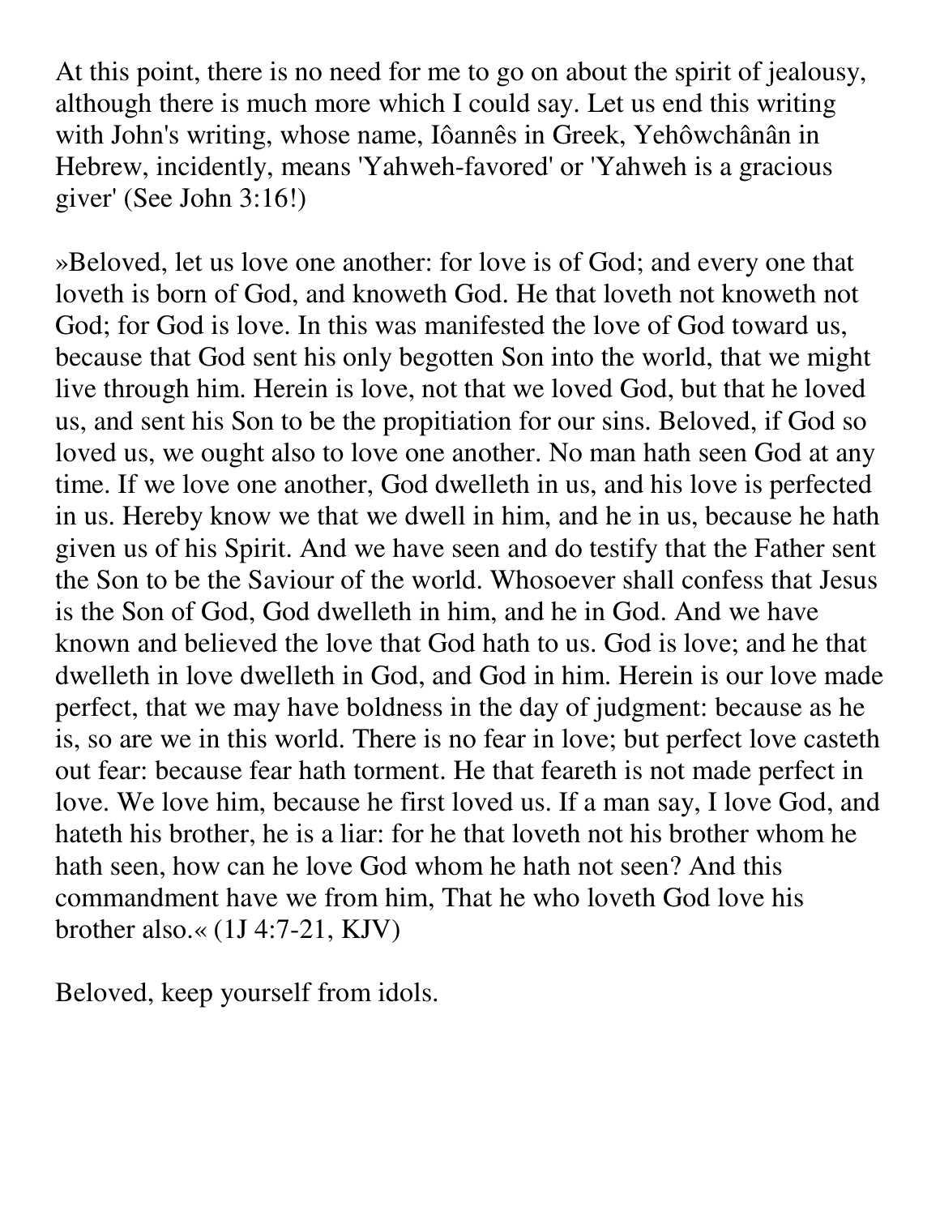At this point, there is no need for me to go on about the spirit of jealousy, although there is much more which I could say. Let us end this writing with John's writing, whose name, Iôannês in Greek, Yehôwchânân in Hebrew, incidently, means 'Yahweh-favored' or 'Yahweh is a gracious giver' (See John 3:16!)

»Beloved, let us love one another: for love is of God; and every one that loveth is born of God, and knoweth God. He that loveth not knoweth not God; for God is love. In this was manifested the love of God toward us, because that God sent his only begotten Son into the world, that we might live through him. Herein is love, not that we loved God, but that he loved us, and sent his Son to be the propitiation for our sins. Beloved, if God so loved us, we ought also to love one another. No man hath seen God at any time. If we love one another, God dwelleth in us, and his love is perfected in us. Hereby know we that we dwell in him, and he in us, because he hath given us of his Spirit. And we have seen and do testify that the Father sent the Son to be the Saviour of the world. Whosoever shall confess that Jesus is the Son of God, God dwelleth in him, and he in God. And we have known and believed the love that God hath to us. God is love; and he that dwelleth in love dwelleth in God, and God in him. Herein is our love made perfect, that we may have boldness in the day of judgment: because as he is, so are we in this world. There is no fear in love; but perfect love casteth out fear: because fear hath torment. He that feareth is not made perfect in love. We love him, because he first loved us. If a man say, I love God, and hateth his brother, he is a liar: for he that loveth not his brother whom he hath seen, how can he love God whom he hath not seen? And this commandment have we from him, That he who loveth God love his brother also.« (1J 4:7-21, KJV)

Beloved, keep yourself from idols.